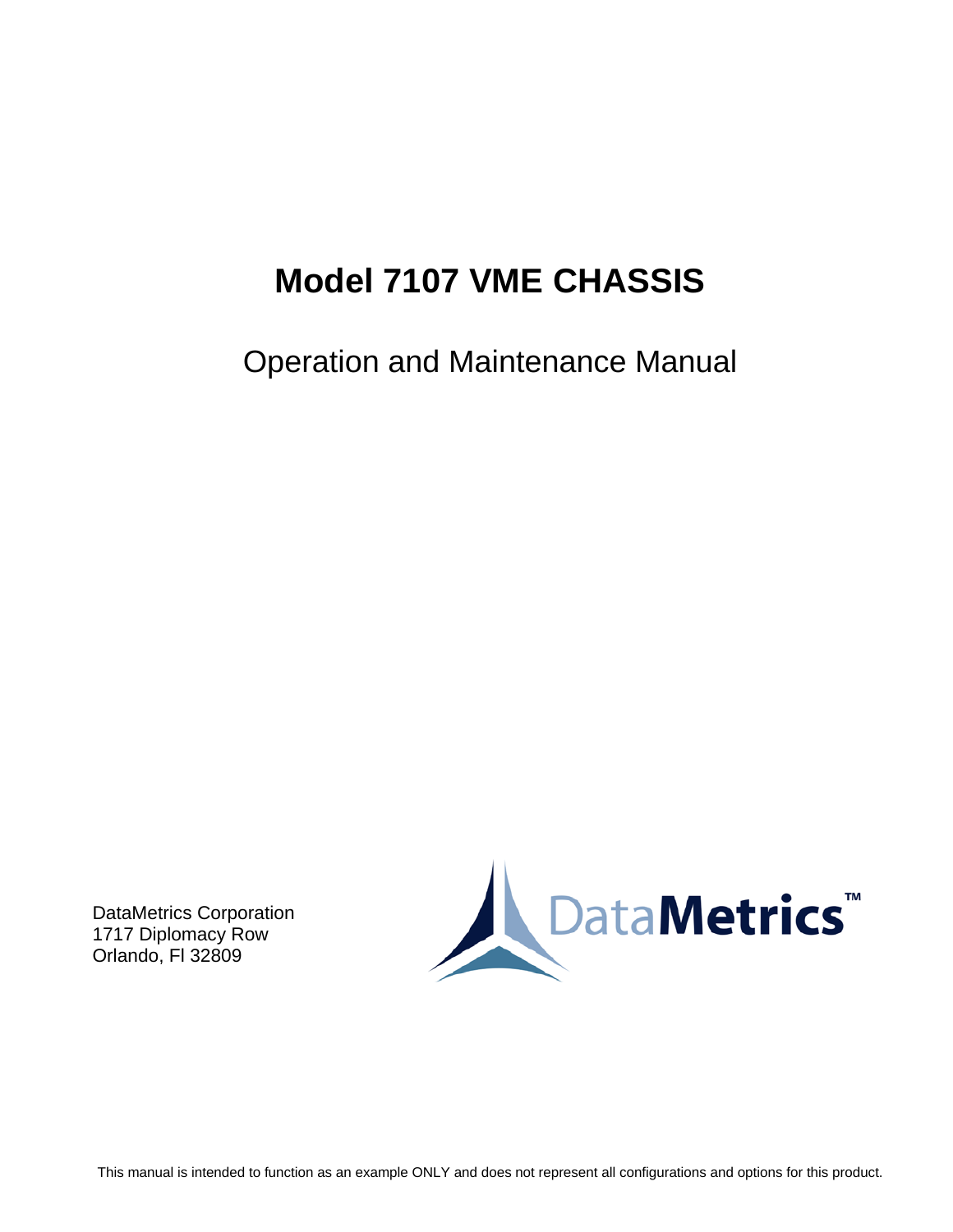# Model 7107 VME CHASSIS

Operation and Maintenance Manual

DataMetrics Corporation
1717 Diplomacy Row
Orlando, Fl 32809

DataMetrics™

This manual is intended to function as an example ONLY and does not represent all configurations and options for this product.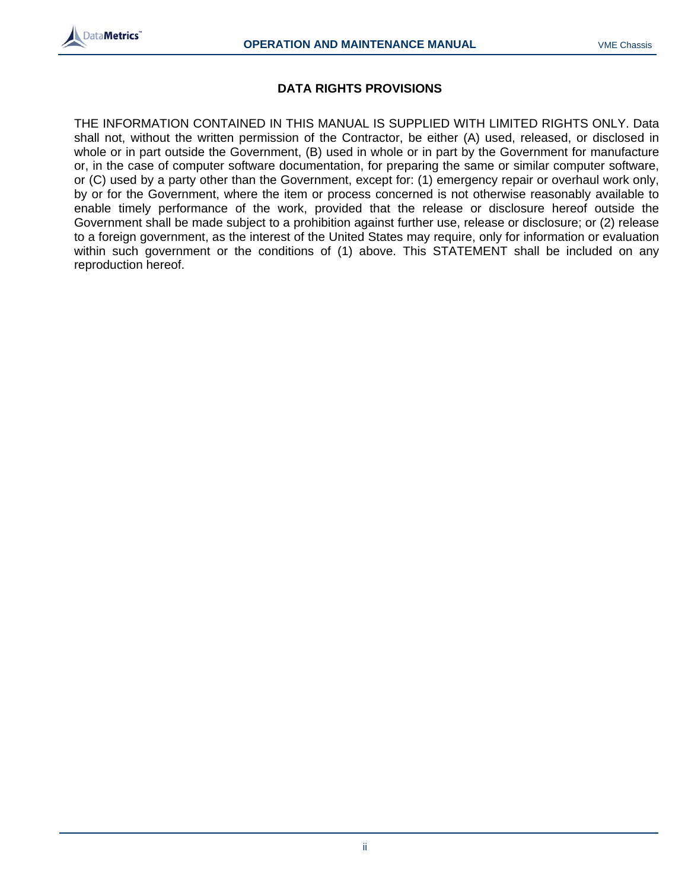## DATA RIGHTS PROVISIONS

THE INFORMATION CONTAINED IN THIS MANUAL IS SUPPLIED WITH LIMITED RIGHTS ONLY. Data shall not, without the written permission of the Contractor, be either (A) used, released, or disclosed in whole or in part outside the Government, (B) used in whole or in part by the Government for manufacture or, in the case of computer software documentation, for preparing the same or similar computer software, or (C) used by a party other than the Government, except for: (1) emergency repair or overhaul work only, by or for the Government, where the item or process concerned is not otherwise reasonably available to enable timely performance of the work, provided that the release or disclosure hereof outside the Government shall be made subject to a prohibition against further use, release or disclosure; or (2) release to a foreign government, as the interest of the United States may require, only for information or evaluation within such government or the conditions of (1) above. This STATEMENT shall be included on any reproduction hereof.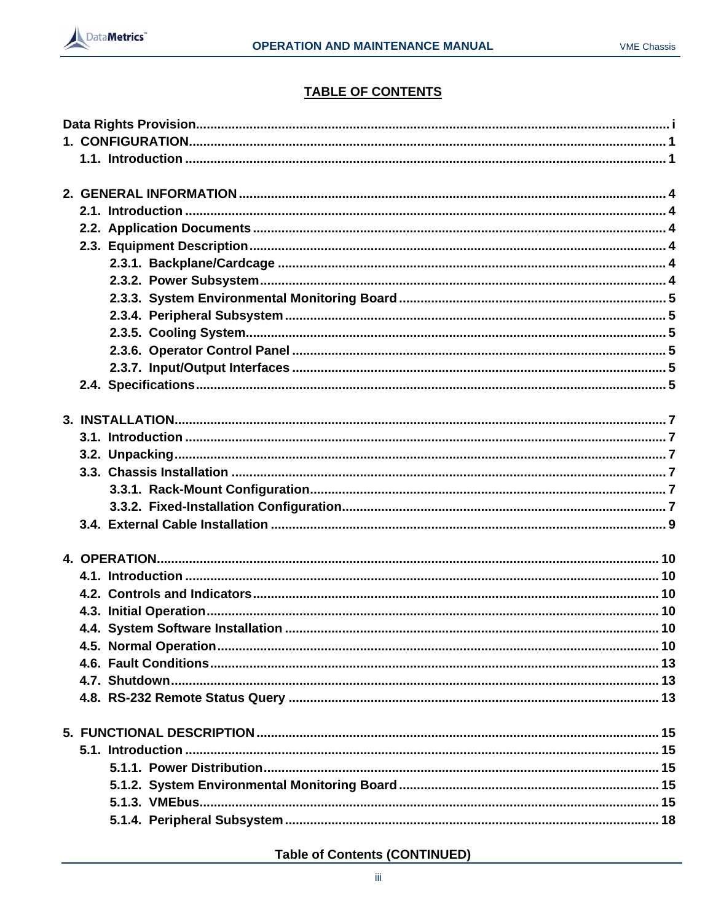## TABLE OF CONTENTS

**Data Rights Provision** ........ i

**1. CONFIGURATION** ........ 1
- **1.1. Introduction** ........ 1

**2. GENERAL INFORMATION** ........ 4
- **2.1. Introduction** ........ 4
- **2.2. Application Documents** ........ 4
- **2.3. Equipment Description** ........ 4
  - **2.3.1. Backplane/Cardcage** ........ 4
  - **2.3.2. Power Subsystem** ........ 4
  - **2.3.3. System Environmental Monitoring Board** ........ 5
  - **2.3.4. Peripheral Subsystem** ........ 5
  - **2.3.5. Cooling System** ........ 5
  - **2.3.6. Operator Control Panel** ........ 5
  - **2.3.7. Input/Output Interfaces** ........ 5
- **2.4. Specifications** ........ 5

**3. INSTALLATION** ........ 7
- **3.1. Introduction** ........ 7
- **3.2. Unpacking** ........ 7
- **3.3. Chassis Installation** ........ 7
  - **3.3.1. Rack-Mount Configuration** ........ 7
  - **3.3.2. Fixed-Installation Configuration** ........ 7
- **3.4. External Cable Installation** ........ 9

**4. OPERATION** ........ 10
- **4.1. Introduction** ........ 10
- **4.2. Controls and Indicators** ........ 10
- **4.3. Initial Operation** ........ 10
- **4.4. System Software Installation** ........ 10
- **4.5. Normal Operation** ........ 10
- **4.6. Fault Conditions** ........ 13
- **4.7. Shutdown** ........ 13
- **4.8. RS-232 Remote Status Query** ........ 13

**5. FUNCTIONAL DESCRIPTION** ........ 15
- **5.1. Introduction** ........ 15
  - **5.1.1. Power Distribution** ........ 15
  - **5.1.2. System Environmental Monitoring Board** ........ 15
  - **5.1.3. VMEbus** ........ 15
  - **5.1.4. Peripheral Subsystem** ........ 18

**Table of Contents (CONTINUED)**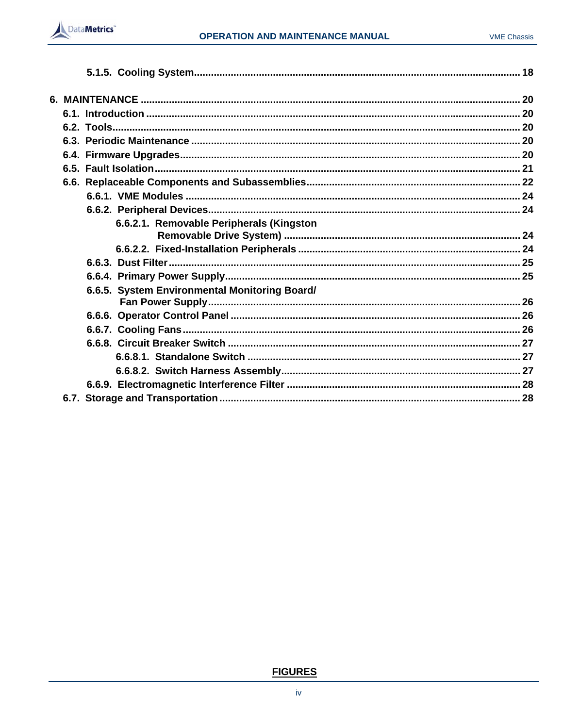5.1.5. Cooling System .......... 18

6. MAINTENANCE .......... 20
   6.1. Introduction .......... 20
   6.2. Tools .......... 20
   6.3. Periodic Maintenance .......... 20
   6.4. Firmware Upgrades .......... 20
   6.5. Fault Isolation .......... 21
   6.6. Replaceable Components and Subassemblies .......... 22
      6.6.1. VME Modules .......... 24
      6.6.2. Peripheral Devices .......... 24
         6.6.2.1. Removable Peripherals (Kingston Removable Drive System) .......... 24
         6.6.2.2. Fixed-Installation Peripherals .......... 24
      6.6.3. Dust Filter .......... 25
      6.6.4. Primary Power Supply .......... 25
      6.6.5. System Environmental Monitoring Board/ Fan Power Supply .......... 26
      6.6.6. Operator Control Panel .......... 26
      6.6.7. Cooling Fans .......... 26
      6.6.8. Circuit Breaker Switch .......... 27
         6.6.8.1. Standalone Switch .......... 27
         6.6.8.2. Switch Harness Assembly .......... 27
      6.6.9. Electromagnetic Interference Filter .......... 28
   6.7. Storage and Transportation .......... 28

**FIGURES**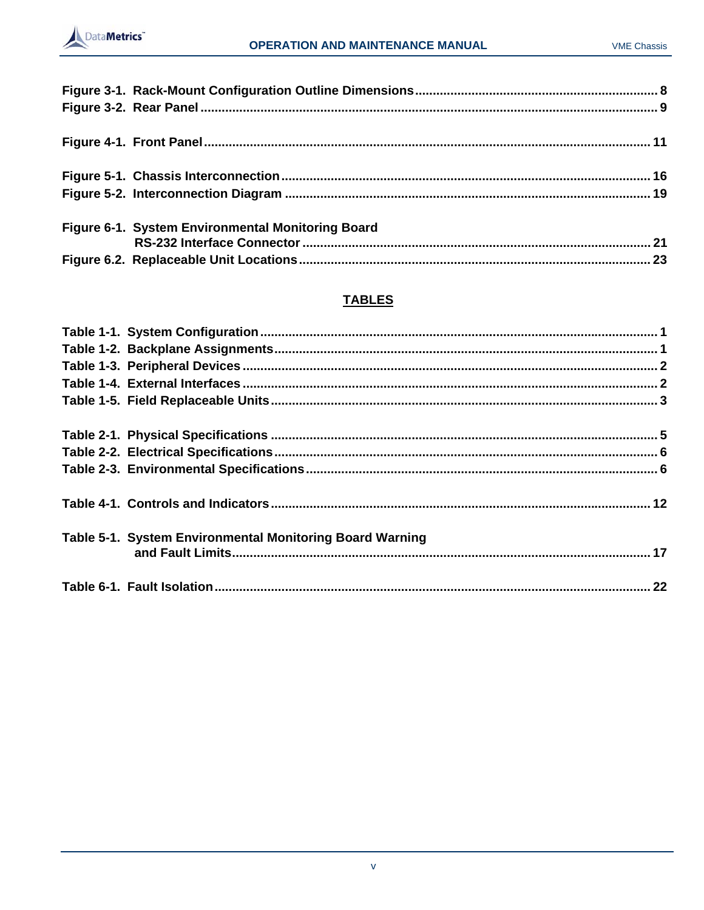**Figure 3-1. Rack-Mount Configuration Outline Dimensions .................................................................. 8**
**Figure 3-2. Rear Panel ........................................................................................................................ 9**

**Figure 4-1. Front Panel ..................................................................................................................... 11**

**Figure 5-1. Chassis Interconnection ................................................................................................. 16**
**Figure 5-2. Interconnection Diagram ................................................................................................ 19**

**Figure 6-1. System Environmental Monitoring Board**
**RS-232 Interface Connector ............................................................................................ 21**
**Figure 6.2. Replaceable Unit Locations ............................................................................................. 23**

## TABLES

**Table 1-1. System Configuration .......................................................................................................... 1**
**Table 1-2. Backplane Assignments ....................................................................................................... 1**
**Table 1-3. Peripheral Devices ............................................................................................................... 2**
**Table 1-4. External Interfaces ............................................................................................................... 2**
**Table 1-5. Field Replaceable Units ........................................................................................................ 3**

**Table 2-1. Physical Specifications ......................................................................................................... 5**
**Table 2-2. Electrical Specifications ........................................................................................................ 6**
**Table 2-3. Environmental Specifications ............................................................................................... 6**

**Table 4-1. Controls and Indicators ....................................................................................................... 12**

**Table 5-1. System Environmental Monitoring Board Warning**
**and Fault Limits ................................................................................................................ 17**

**Table 6-1. Fault Isolation ..................................................................................................................... 22**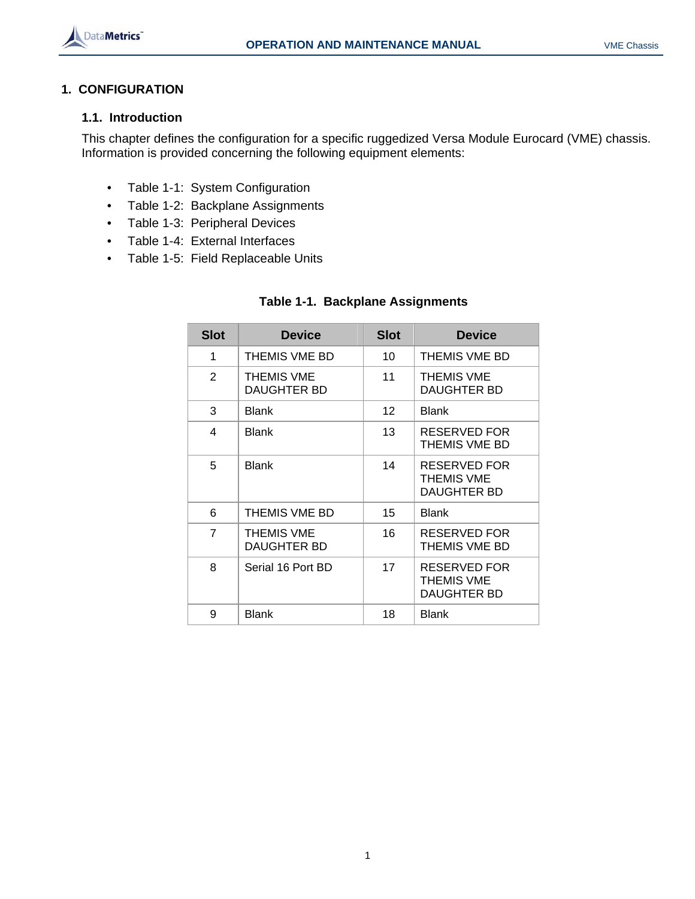# 1. CONFIGURATION

## 1.1. Introduction

This chapter defines the configuration for a specific ruggedized Versa Module Eurocard (VME) chassis. Information is provided concerning the following equipment elements:

- Table 1-1: System Configuration
- Table 1-2: Backplane Assignments
- Table 1-3: Peripheral Devices
- Table 1-4: External Interfaces
- Table 1-5: Field Replaceable Units

**Table 1-1. Backplane Assignments**

| Slot | Device | Slot | Device |
|---|---|---|---|
| 1 | THEMIS VME BD | 10 | THEMIS VME BD |
| 2 | THEMIS VME DAUGHTER BD | 11 | THEMIS VME DAUGHTER BD |
| 3 | Blank | 12 | Blank |
| 4 | Blank | 13 | RESERVED FOR THEMIS VME BD |
| 5 | Blank | 14 | RESERVED FOR THEMIS VME DAUGHTER BD |
| 6 | THEMIS VME BD | 15 | Blank |
| 7 | THEMIS VME DAUGHTER BD | 16 | RESERVED FOR THEMIS VME BD |
| 8 | Serial 16 Port BD | 17 | RESERVED FOR THEMIS VME DAUGHTER BD |
| 9 | Blank | 18 | Blank |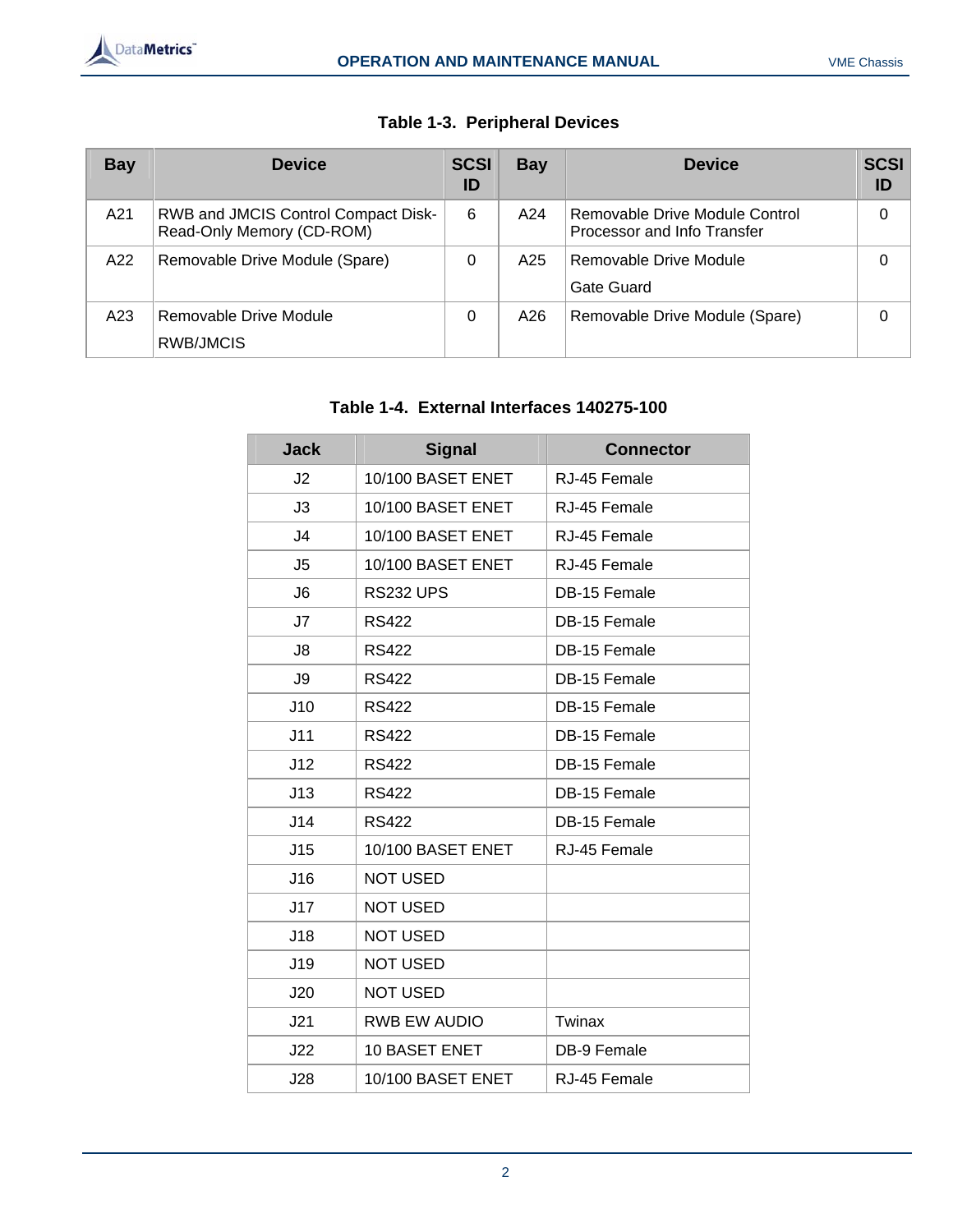**Table 1-3. Peripheral Devices**

| Bay | Device | SCSI ID | Bay | Device | SCSI ID |
|---|---|---|---|---|---|
| A21 | RWB and JMCIS Control Compact Disk-Read-Only Memory (CD-ROM) | 6 | A24 | Removable Drive Module Control Processor and Info Transfer | 0 |
| A22 | Removable Drive Module (Spare) | 0 | A25 | Removable Drive Module<br>Gate Guard | 0 |
| A23 | Removable Drive Module<br>RWB/JMCIS | 0 | A26 | Removable Drive Module (Spare) | 0 |

**Table 1-4. External Interfaces 140275-100**

| Jack | Signal | Connector |
|---|---|---|
| J2 | 10/100 BASET ENET | RJ-45 Female |
| J3 | 10/100 BASET ENET | RJ-45 Female |
| J4 | 10/100 BASET ENET | RJ-45 Female |
| J5 | 10/100 BASET ENET | RJ-45 Female |
| J6 | RS232 UPS | DB-15 Female |
| J7 | RS422 | DB-15 Female |
| J8 | RS422 | DB-15 Female |
| J9 | RS422 | DB-15 Female |
| J10 | RS422 | DB-15 Female |
| J11 | RS422 | DB-15 Female |
| J12 | RS422 | DB-15 Female |
| J13 | RS422 | DB-15 Female |
| J14 | RS422 | DB-15 Female |
| J15 | 10/100 BASET ENET | RJ-45 Female |
| J16 | NOT USED | |
| J17 | NOT USED | |
| J18 | NOT USED | |
| J19 | NOT USED | |
| J20 | NOT USED | |
| J21 | RWB EW AUDIO | Twinax |
| J22 | 10 BASET ENET | DB-9 Female |
| J28 | 10/100 BASET ENET | RJ-45 Female |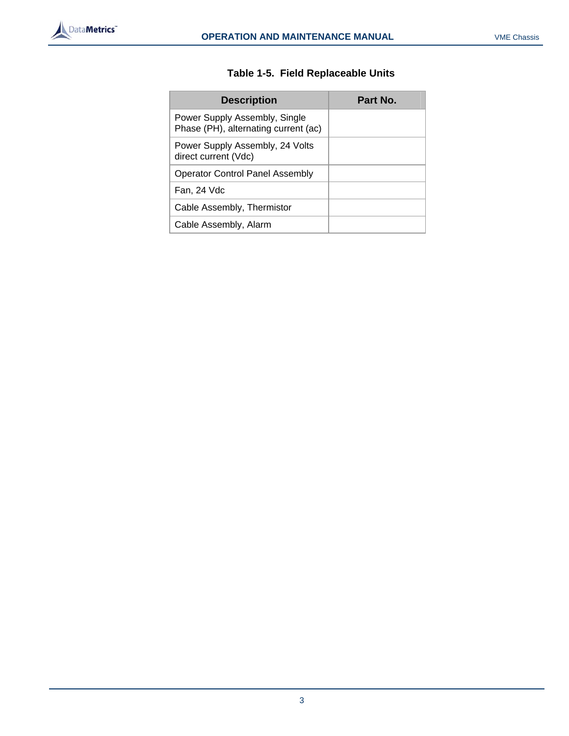**Table 1-5. Field Replaceable Units**

| Description | Part No. |
|---|---|
| Power Supply Assembly, Single Phase (PH), alternating current (ac) | |
| Power Supply Assembly, 24 Volts direct current (Vdc) | |
| Operator Control Panel Assembly | |
| Fan, 24 Vdc | |
| Cable Assembly, Thermistor | |
| Cable Assembly, Alarm | |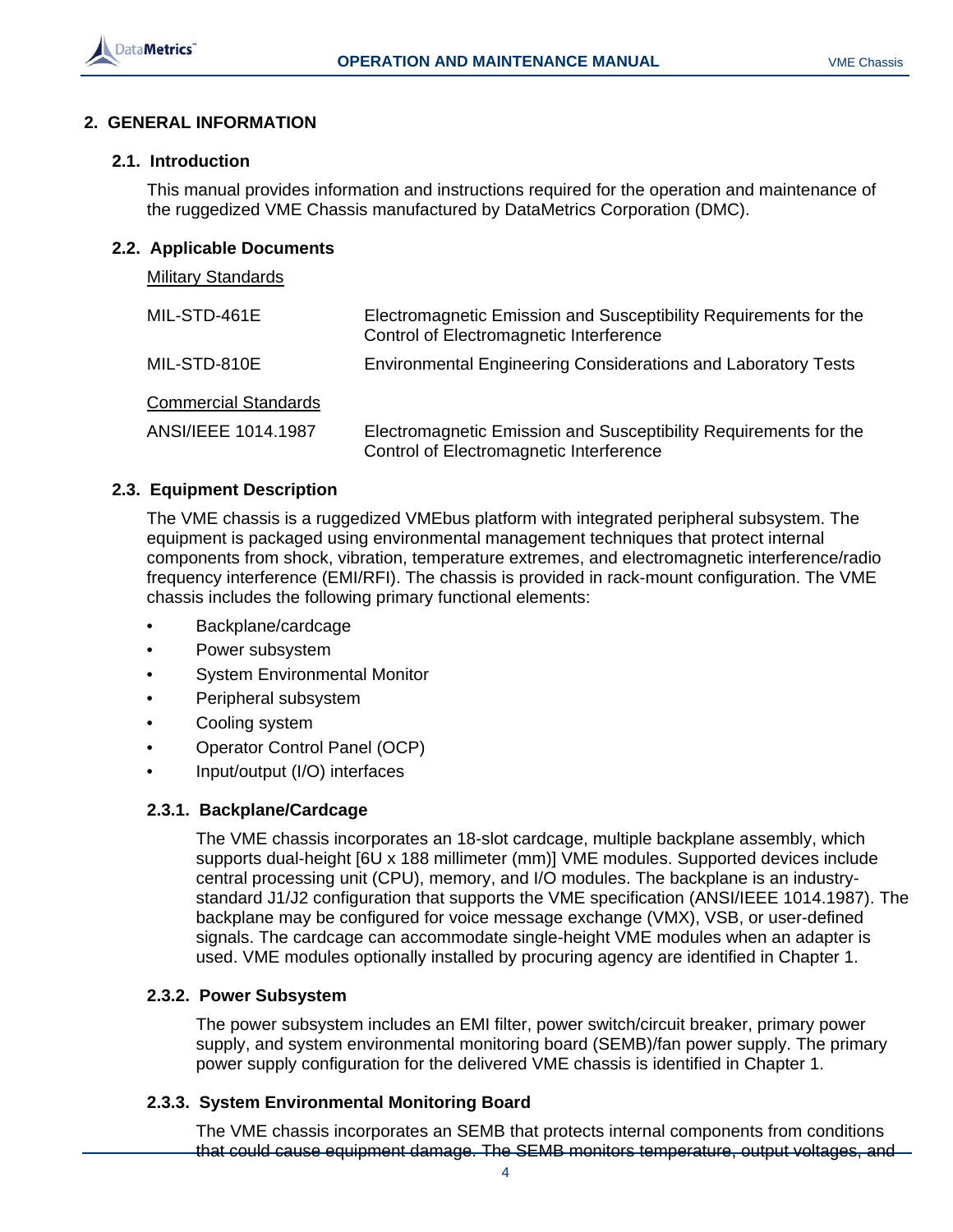## 2. GENERAL INFORMATION

### 2.1. Introduction

This manual provides information and instructions required for the operation and maintenance of the ruggedized VME Chassis manufactured by DataMetrics Corporation (DMC).

### 2.2. Applicable Documents

Military Standards

| | |
|---|---|
| MIL-STD-461E | Electromagnetic Emission and Susceptibility Requirements for the Control of Electromagnetic Interference |
| MIL-STD-810E | Environmental Engineering Considerations and Laboratory Tests |

Commercial Standards

| | |
|---|---|
| ANSI/IEEE 1014.1987 | Electromagnetic Emission and Susceptibility Requirements for the Control of Electromagnetic Interference |

### 2.3. Equipment Description

The VME chassis is a ruggedized VMEbus platform with integrated peripheral subsystem. The equipment is packaged using environmental management techniques that protect internal components from shock, vibration, temperature extremes, and electromagnetic interference/radio frequency interference (EMI/RFI). The chassis is provided in rack-mount configuration. The VME chassis includes the following primary functional elements:

- Backplane/cardcage
- Power subsystem
- System Environmental Monitor
- Peripheral subsystem
- Cooling system
- Operator Control Panel (OCP)
- Input/output (I/O) interfaces

#### 2.3.1. Backplane/Cardcage

The VME chassis incorporates an 18-slot cardcage, multiple backplane assembly, which supports dual-height [6U x 188 millimeter (mm)] VME modules. Supported devices include central processing unit (CPU), memory, and I/O modules. The backplane is an industry-standard J1/J2 configuration that supports the VME specification (ANSI/IEEE 1014.1987). The backplane may be configured for voice message exchange (VMX), VSB, or user-defined signals. The cardcage can accommodate single-height VME modules when an adapter is used. VME modules optionally installed by procuring agency are identified in Chapter 1.

#### 2.3.2. Power Subsystem

The power subsystem includes an EMI filter, power switch/circuit breaker, primary power supply, and system environmental monitoring board (SEMB)/fan power supply. The primary power supply configuration for the delivered VME chassis is identified in Chapter 1.

#### 2.3.3. System Environmental Monitoring Board

The VME chassis incorporates an SEMB that protects internal components from conditions that could cause equipment damage. The SEMB monitors temperature, output voltages, and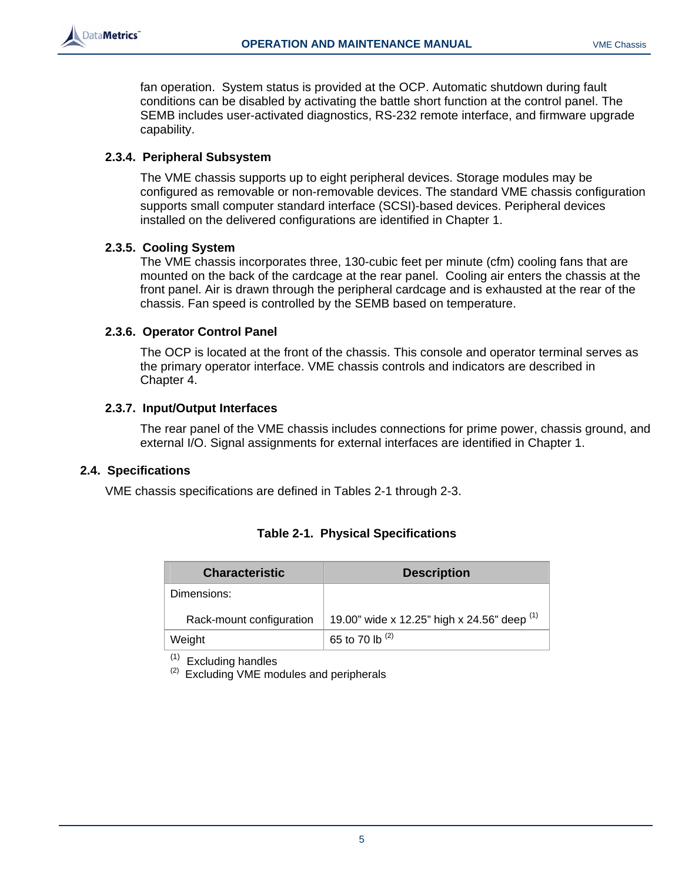fan operation. System status is provided at the OCP. Automatic shutdown during fault conditions can be disabled by activating the battle short function at the control panel. The SEMB includes user-activated diagnostics, RS-232 remote interface, and firmware upgrade capability.

### 2.3.4. Peripheral Subsystem

The VME chassis supports up to eight peripheral devices. Storage modules may be configured as removable or non-removable devices. The standard VME chassis configuration supports small computer standard interface (SCSI)-based devices. Peripheral devices installed on the delivered configurations are identified in Chapter 1.

### 2.3.5. Cooling System

The VME chassis incorporates three, 130-cubic feet per minute (cfm) cooling fans that are mounted on the back of the cardcage at the rear panel. Cooling air enters the chassis at the front panel. Air is drawn through the peripheral cardcage and is exhausted at the rear of the chassis. Fan speed is controlled by the SEMB based on temperature.

### 2.3.6. Operator Control Panel

The OCP is located at the front of the chassis. This console and operator terminal serves as the primary operator interface. VME chassis controls and indicators are described in Chapter 4.

### 2.3.7. Input/Output Interfaces

The rear panel of the VME chassis includes connections for prime power, chassis ground, and external I/O. Signal assignments for external interfaces are identified in Chapter 1.

## 2.4. Specifications

VME chassis specifications are defined in Tables 2-1 through 2-3.

**Table 2-1. Physical Specifications**

| Characteristic | Description |
|---|---|
| Dimensions: | |
| Rack-mount configuration | 19.00" wide x 12.25" high x 24.56" deep (1) |
| Weight | 65 to 70 lb (2) |

(1) Excluding handles
(2) Excluding VME modules and peripherals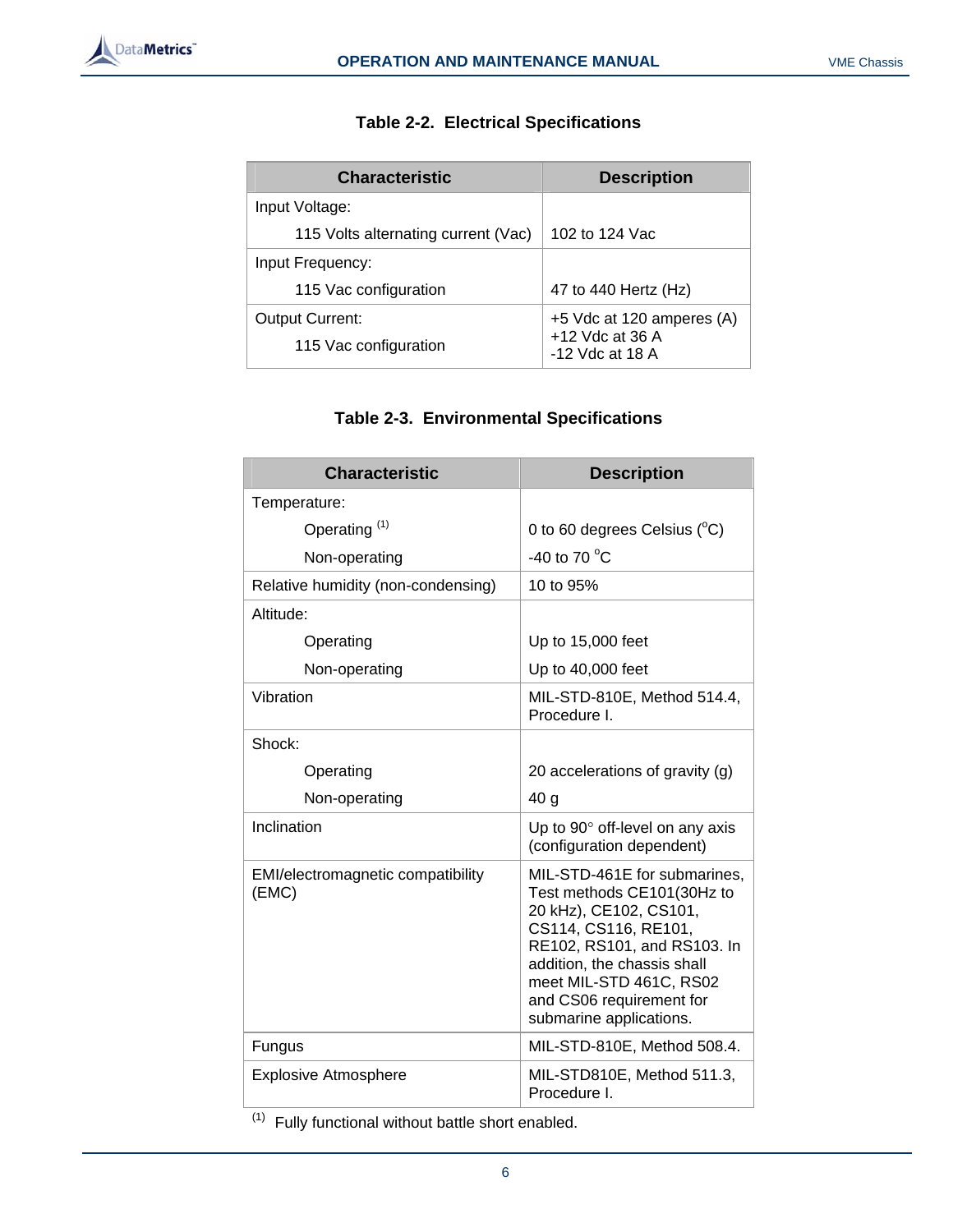**Table 2-2. Electrical Specifications**

| Characteristic | Description |
|---|---|
| Input Voltage: | |
| 115 Volts alternating current (Vac) | 102 to 124 Vac |
| Input Frequency: | |
| 115 Vac configuration | 47 to 440 Hertz (Hz) |
| Output Current: | +5 Vdc at 120 amperes (A) |
| 115 Vac configuration | +12 Vdc at 36 A<br>-12 Vdc at 18 A |

**Table 2-3. Environmental Specifications**

| Characteristic | Description |
|---|---|
| Temperature: | |
| Operating [(1)] | 0 to 60 degrees Celsius (°C) |
| Non-operating | -40 to 70 °C |
| Relative humidity (non-condensing) | 10 to 95% |
| Altitude: | |
| Operating | Up to 15,000 feet |
| Non-operating | Up to 40,000 feet |
| Vibration | MIL-STD-810E, Method 514.4, Procedure I. |
| Shock: | |
| Operating | 20 accelerations of gravity (g) |
| Non-operating | 40 g |
| Inclination | Up to 90° off-level on any axis (configuration dependent) |
| EMI/electromagnetic compatibility (EMC) | MIL-STD-461E for submarines, Test methods CE101(30Hz to 20 kHz), CE102, CS101, CS114, CS116, RE101, RE102, RS101, and RS103. In addition, the chassis shall meet MIL-STD 461C, RS02 and CS06 requirement for submarine applications. |
| Fungus | MIL-STD-810E, Method 508.4. |
| Explosive Atmosphere | MIL-STD810E, Method 511.3, Procedure I. |

[(1)] Fully functional without battle short enabled.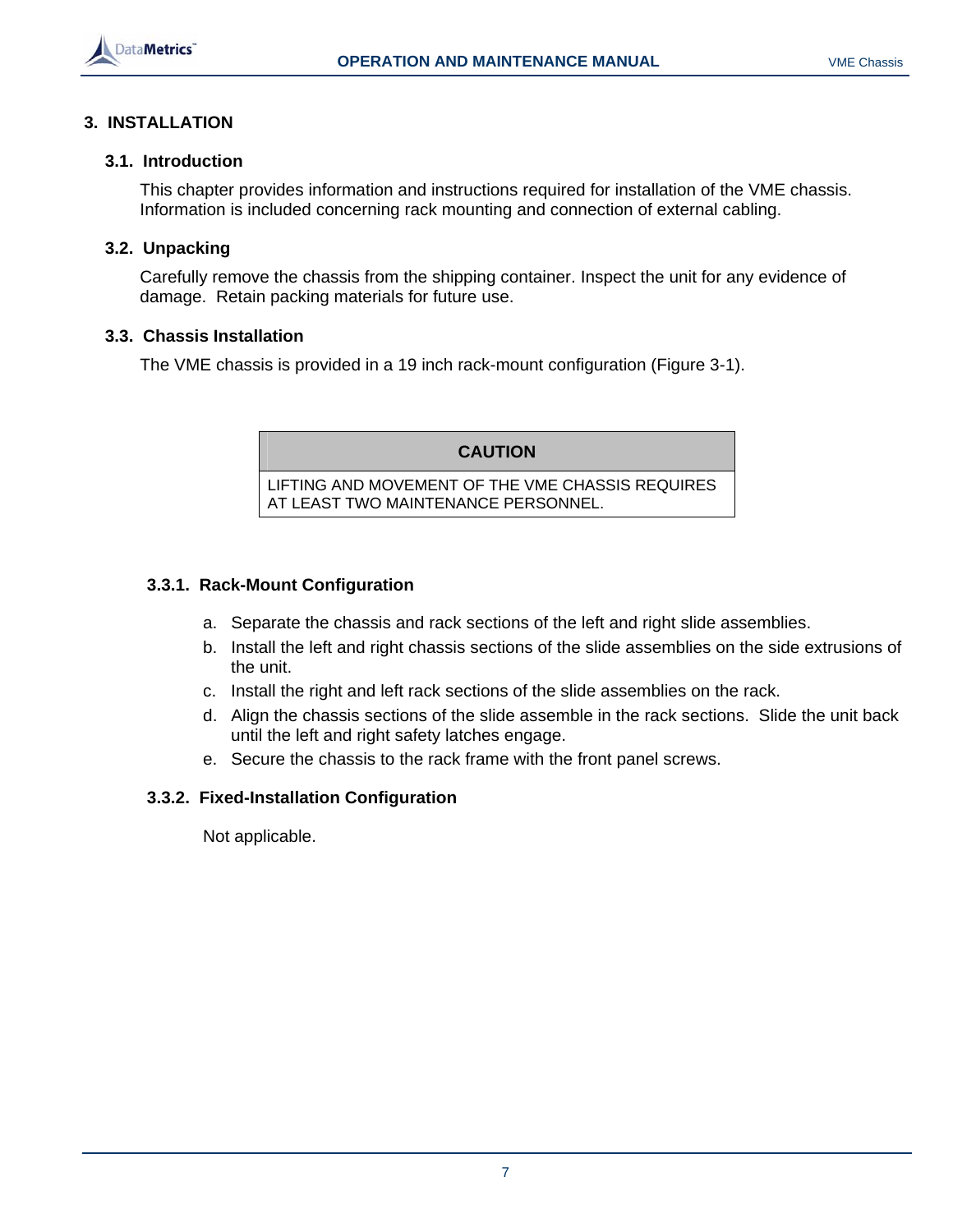# 3. INSTALLATION

## 3.1. Introduction

This chapter provides information and instructions required for installation of the VME chassis. Information is included concerning rack mounting and connection of external cabling.

## 3.2. Unpacking

Carefully remove the chassis from the shipping container. Inspect the unit for any evidence of damage. Retain packing materials for future use.

## 3.3. Chassis Installation

The VME chassis is provided in a 19 inch rack-mount configuration (Figure 3-1).

| CAUTION |
|---|
| LIFTING AND MOVEMENT OF THE VME CHASSIS REQUIRES AT LEAST TWO MAINTENANCE PERSONNEL. |

### 3.3.1. Rack-Mount Configuration

a. Separate the chassis and rack sections of the left and right slide assemblies.

b. Install the left and right chassis sections of the slide assemblies on the side extrusions of the unit.

c. Install the right and left rack sections of the slide assemblies on the rack.

d. Align the chassis sections of the slide assemble in the rack sections. Slide the unit back until the left and right safety latches engage.

e. Secure the chassis to the rack frame with the front panel screws.

### 3.3.2. Fixed-Installation Configuration

Not applicable.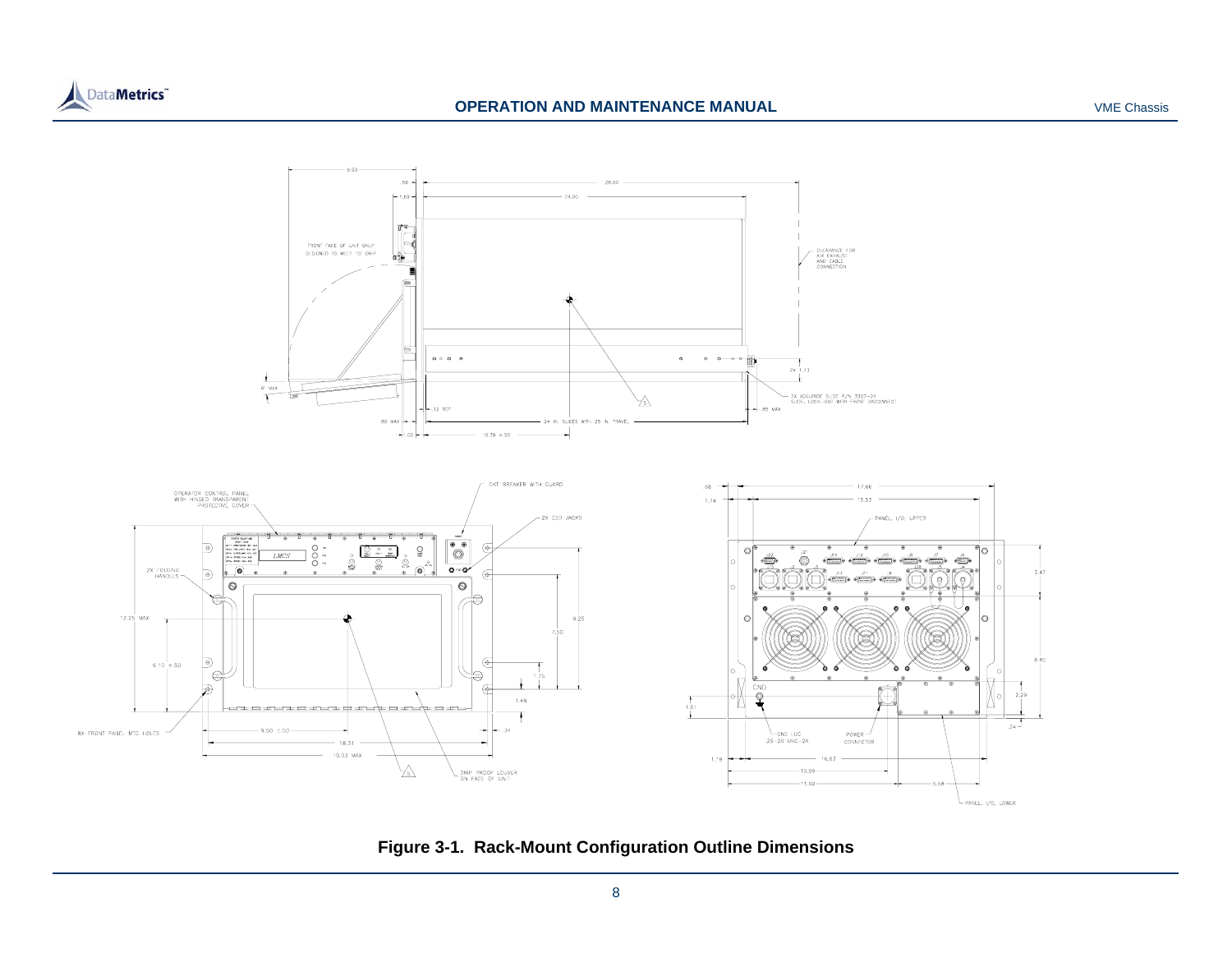**Figure 3-1. Rack-Mount Configuration Outline Dimensions**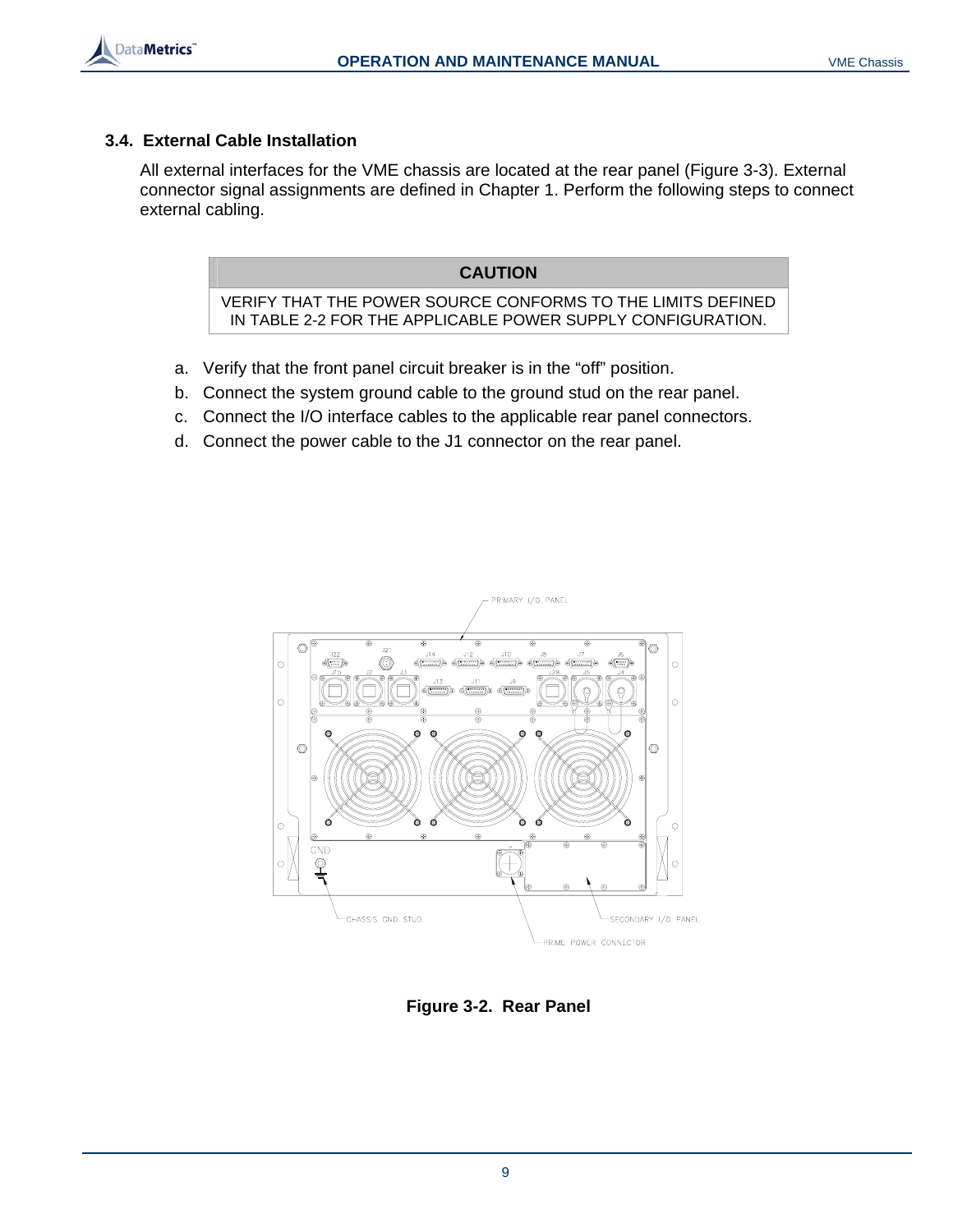### 3.4. External Cable Installation

All external interfaces for the VME chassis are located at the rear panel (Figure 3-3). External connector signal assignments are defined in Chapter 1. Perform the following steps to connect external cabling.

| CAUTION |
|---|
| VERIFY THAT THE POWER SOURCE CONFORMS TO THE LIMITS DEFINED IN TABLE 2-2 FOR THE APPLICABLE POWER SUPPLY CONFIGURATION. |

a. Verify that the front panel circuit breaker is in the "off" position.
b. Connect the system ground cable to the ground stud on the rear panel.
c. Connect the I/O interface cables to the applicable rear panel connectors.
d. Connect the power cable to the J1 connector on the rear panel.

**Figure 3-2. Rear Panel**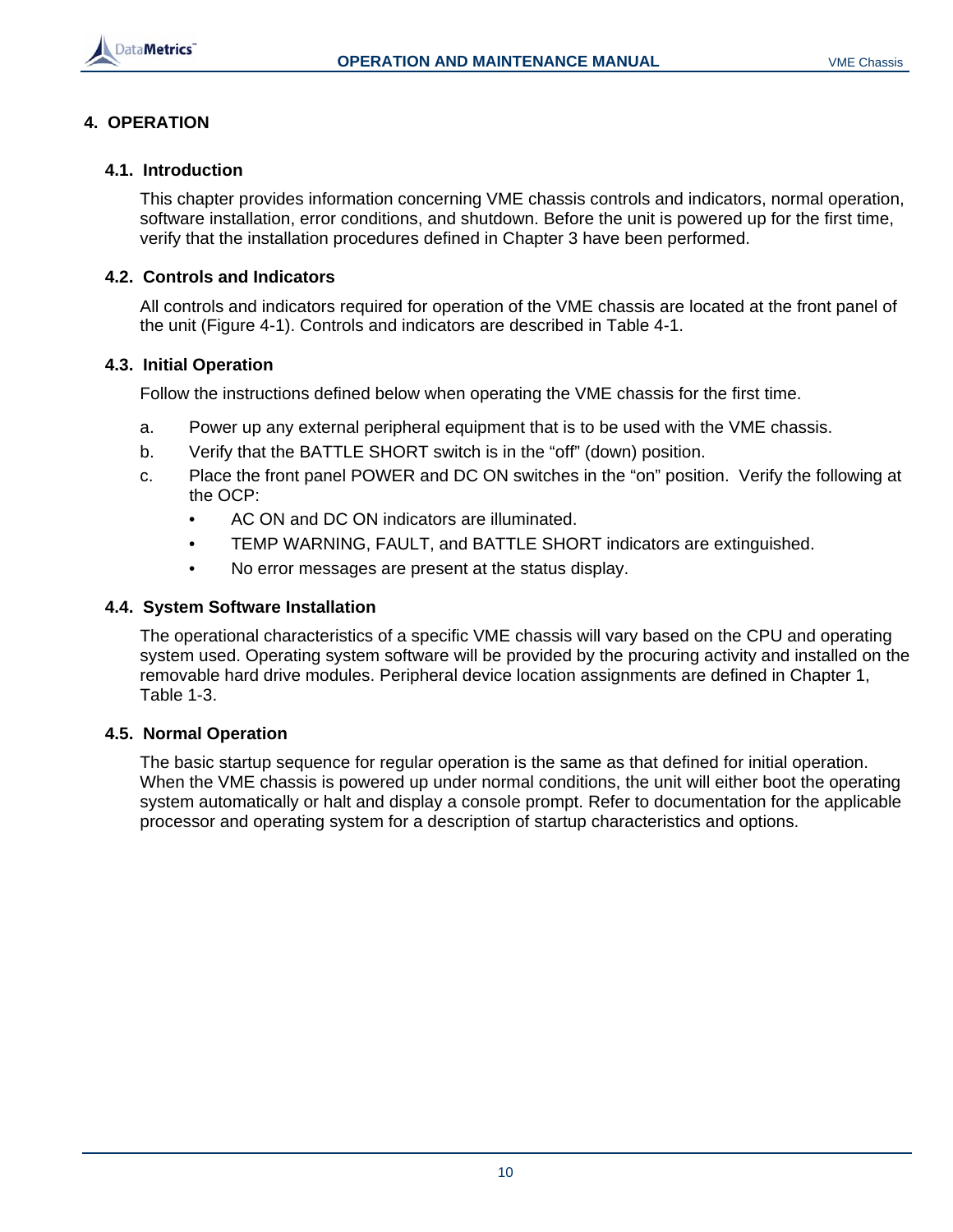# 4. OPERATION

## 4.1. Introduction

This chapter provides information concerning VME chassis controls and indicators, normal operation, software installation, error conditions, and shutdown. Before the unit is powered up for the first time, verify that the installation procedures defined in Chapter 3 have been performed.

## 4.2. Controls and Indicators

All controls and indicators required for operation of the VME chassis are located at the front panel of the unit (Figure 4-1). Controls and indicators are described in Table 4-1.

## 4.3. Initial Operation

Follow the instructions defined below when operating the VME chassis for the first time.

a. Power up any external peripheral equipment that is to be used with the VME chassis.

b. Verify that the BATTLE SHORT switch is in the “off” (down) position.

c. Place the front panel POWER and DC ON switches in the “on” position. Verify the following at the OCP:

  - AC ON and DC ON indicators are illuminated.
  - TEMP WARNING, FAULT, and BATTLE SHORT indicators are extinguished.
  - No error messages are present at the status display.

## 4.4. System Software Installation

The operational characteristics of a specific VME chassis will vary based on the CPU and operating system used. Operating system software will be provided by the procuring activity and installed on the removable hard drive modules. Peripheral device location assignments are defined in Chapter 1, Table 1-3.

## 4.5. Normal Operation

The basic startup sequence for regular operation is the same as that defined for initial operation. When the VME chassis is powered up under normal conditions, the unit will either boot the operating system automatically or halt and display a console prompt. Refer to documentation for the applicable processor and operating system for a description of startup characteristics and options.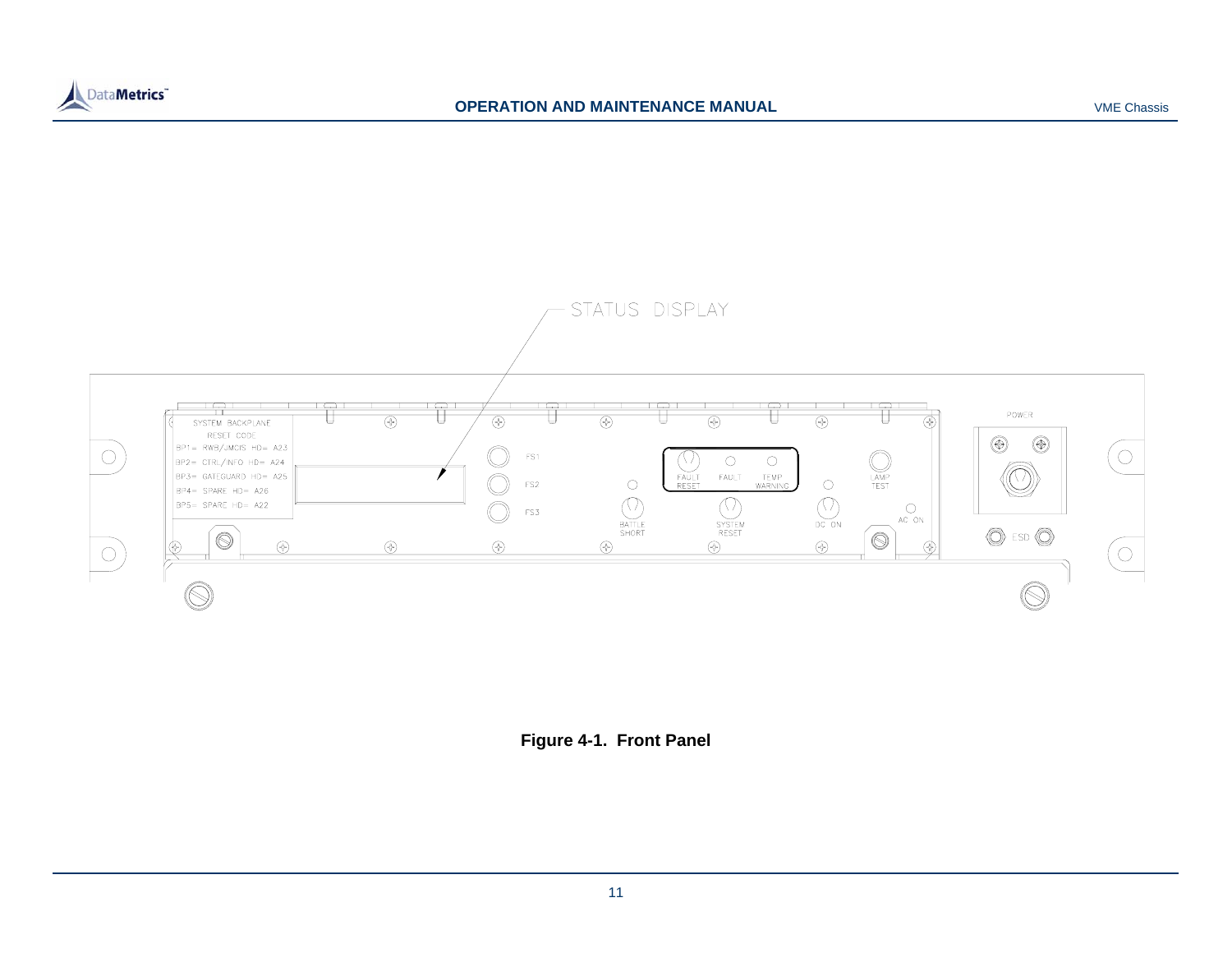STATUS DISPLAY

SYSTEM BACKPLANE
RESET CODE
BP1= RWB/JMCIS HD= A23
BP2= CTRL/INFO HD= A24
BP3= GATEGUARD HD= A25
BP4= SPARE HD= A26
BP5= SPARE HD= A22

FS1
FS2
FS3

BATTLE SHORT

FAULT RESET

FAULT

TEMP WARNING

SYSTEM RESET

DC ON

AC ON

LAMP TEST

POWER

ESD

**Figure 4-1. Front Panel**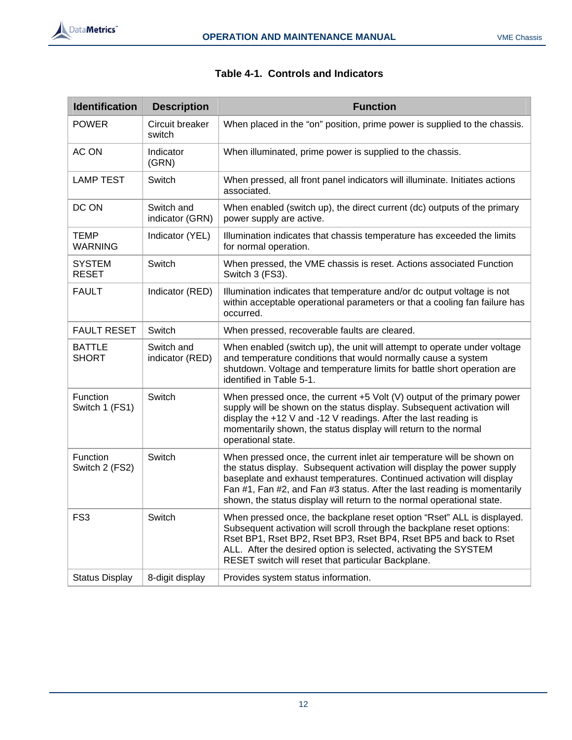**Table 4-1. Controls and Indicators**

| Identification | Description | Function |
|---|---|---|
| POWER | Circuit breaker switch | When placed in the "on" position, prime power is supplied to the chassis. |
| AC ON | Indicator (GRN) | When illuminated, prime power is supplied to the chassis. |
| LAMP TEST | Switch | When pressed, all front panel indicators will illuminate. Initiates actions associated. |
| DC ON | Switch and indicator (GRN) | When enabled (switch up), the direct current (dc) outputs of the primary power supply are active. |
| TEMP WARNING | Indicator (YEL) | Illumination indicates that chassis temperature has exceeded the limits for normal operation. |
| SYSTEM RESET | Switch | When pressed, the VME chassis is reset. Actions associated Function Switch 3 (FS3). |
| FAULT | Indicator (RED) | Illumination indicates that temperature and/or dc output voltage is not within acceptable operational parameters or that a cooling fan failure has occurred. |
| FAULT RESET | Switch | When pressed, recoverable faults are cleared. |
| BATTLE SHORT | Switch and indicator (RED) | When enabled (switch up), the unit will attempt to operate under voltage and temperature conditions that would normally cause a system shutdown. Voltage and temperature limits for battle short operation are identified in Table 5-1. |
| Function Switch 1 (FS1) | Switch | When pressed once, the current +5 Volt (V) output of the primary power supply will be shown on the status display. Subsequent activation will display the +12 V and -12 V readings. After the last reading is momentarily shown, the status display will return to the normal operational state. |
| Function Switch 2 (FS2) | Switch | When pressed once, the current inlet air temperature will be shown on the status display. Subsequent activation will display the power supply baseplate and exhaust temperatures. Continued activation will display Fan #1, Fan #2, and Fan #3 status. After the last reading is momentarily shown, the status display will return to the normal operational state. |
| FS3 | Switch | When pressed once, the backplane reset option "Rset" ALL is displayed. Subsequent activation will scroll through the backplane reset options: Rset BP1, Rset BP2, Rset BP3, Rset BP4, Rset BP5 and back to Rset ALL. After the desired option is selected, activating the SYSTEM RESET switch will reset that particular Backplane. |
| Status Display | 8-digit display | Provides system status information. |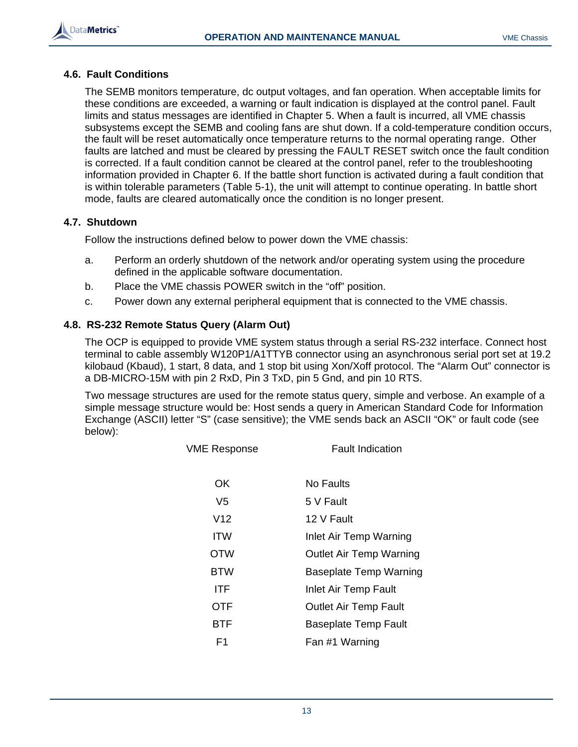### 4.6. Fault Conditions

The SEMB monitors temperature, dc output voltages, and fan operation. When acceptable limits for these conditions are exceeded, a warning or fault indication is displayed at the control panel. Fault limits and status messages are identified in Chapter 5. When a fault is incurred, all VME chassis subsystems except the SEMB and cooling fans are shut down. If a cold-temperature condition occurs, the fault will be reset automatically once temperature returns to the normal operating range. Other faults are latched and must be cleared by pressing the FAULT RESET switch once the fault condition is corrected. If a fault condition cannot be cleared at the control panel, refer to the troubleshooting information provided in Chapter 6. If the battle short function is activated during a fault condition that is within tolerable parameters (Table 5-1), the unit will attempt to continue operating. In battle short mode, faults are cleared automatically once the condition is no longer present.

### 4.7. Shutdown

Follow the instructions defined below to power down the VME chassis:

a. Perform an orderly shutdown of the network and/or operating system using the procedure defined in the applicable software documentation.

b. Place the VME chassis POWER switch in the “off” position.

c. Power down any external peripheral equipment that is connected to the VME chassis.

### 4.8. RS-232 Remote Status Query (Alarm Out)

The OCP is equipped to provide VME system status through a serial RS-232 interface. Connect host terminal to cable assembly W120P1/A1TTYB connector using an asynchronous serial port set at 19.2 kilobaud (Kbaud), 1 start, 8 data, and 1 stop bit using Xon/Xoff protocol. The “Alarm Out” connector is a DB-MICRO-15M with pin 2 RxD, Pin 3 TxD, pin 5 Gnd, and pin 10 RTS.

Two message structures are used for the remote status query, simple and verbose. An example of a simple message structure would be: Host sends a query in American Standard Code for Information Exchange (ASCII) letter “S” (case sensitive); the VME sends back an ASCII “OK” or fault code (see below):

| VME Response | Fault Indication |
|---|---|
| OK | No Faults |
| V5 | 5 V Fault |
| V12 | 12 V Fault |
| ITW | Inlet Air Temp Warning |
| OTW | Outlet Air Temp Warning |
| BTW | Baseplate Temp Warning |
| ITF | Inlet Air Temp Fault |
| OTF | Outlet Air Temp Fault |
| BTF | Baseplate Temp Fault |
| F1 | Fan #1 Warning |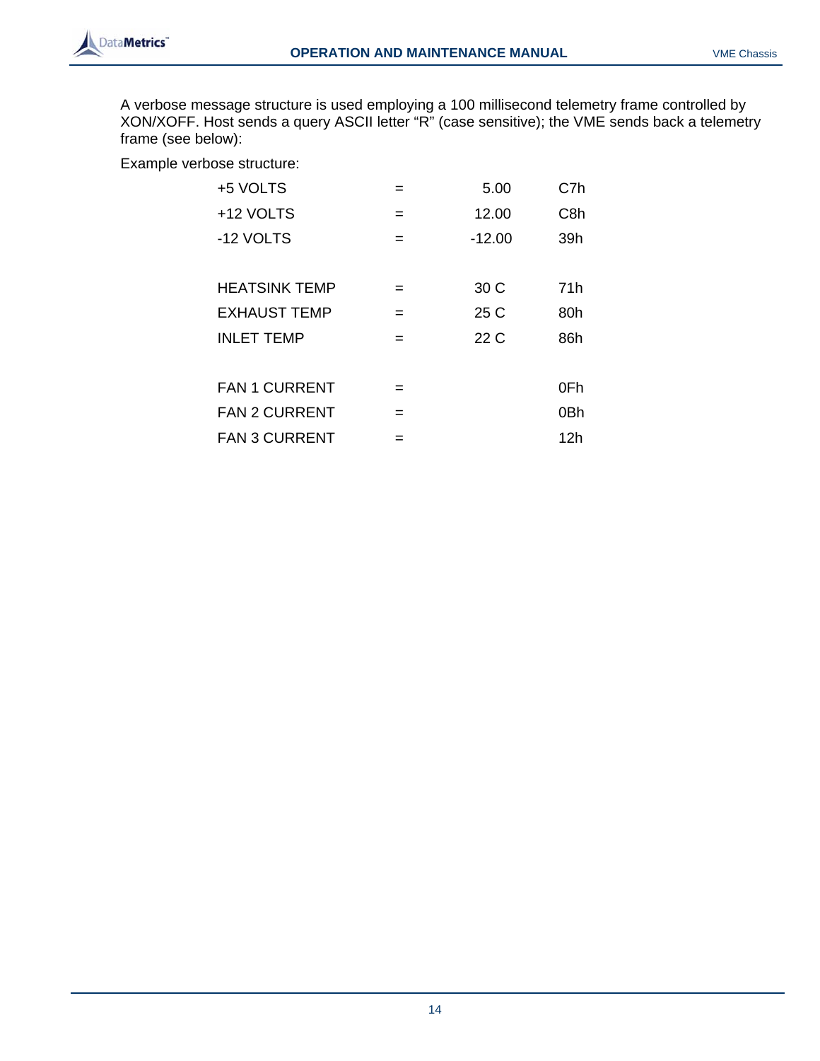A verbose message structure is used employing a 100 millisecond telemetry frame controlled by XON/XOFF. Host sends a query ASCII letter "R" (case sensitive); the VME sends back a telemetry frame (see below):

Example verbose structure:

```
+5 VOLTS          =      5.00     C7h
+12 VOLTS         =     12.00     C8h
-12 VOLTS         =    -12.00     39h

HEATSINK TEMP     =      30 C     71h
EXHAUST TEMP      =      25 C     80h
INLET TEMP        =      22 C     86h

FAN 1 CURRENT     =               0Fh
FAN 2 CURRENT     =               0Bh
FAN 3 CURRENT     =               12h
```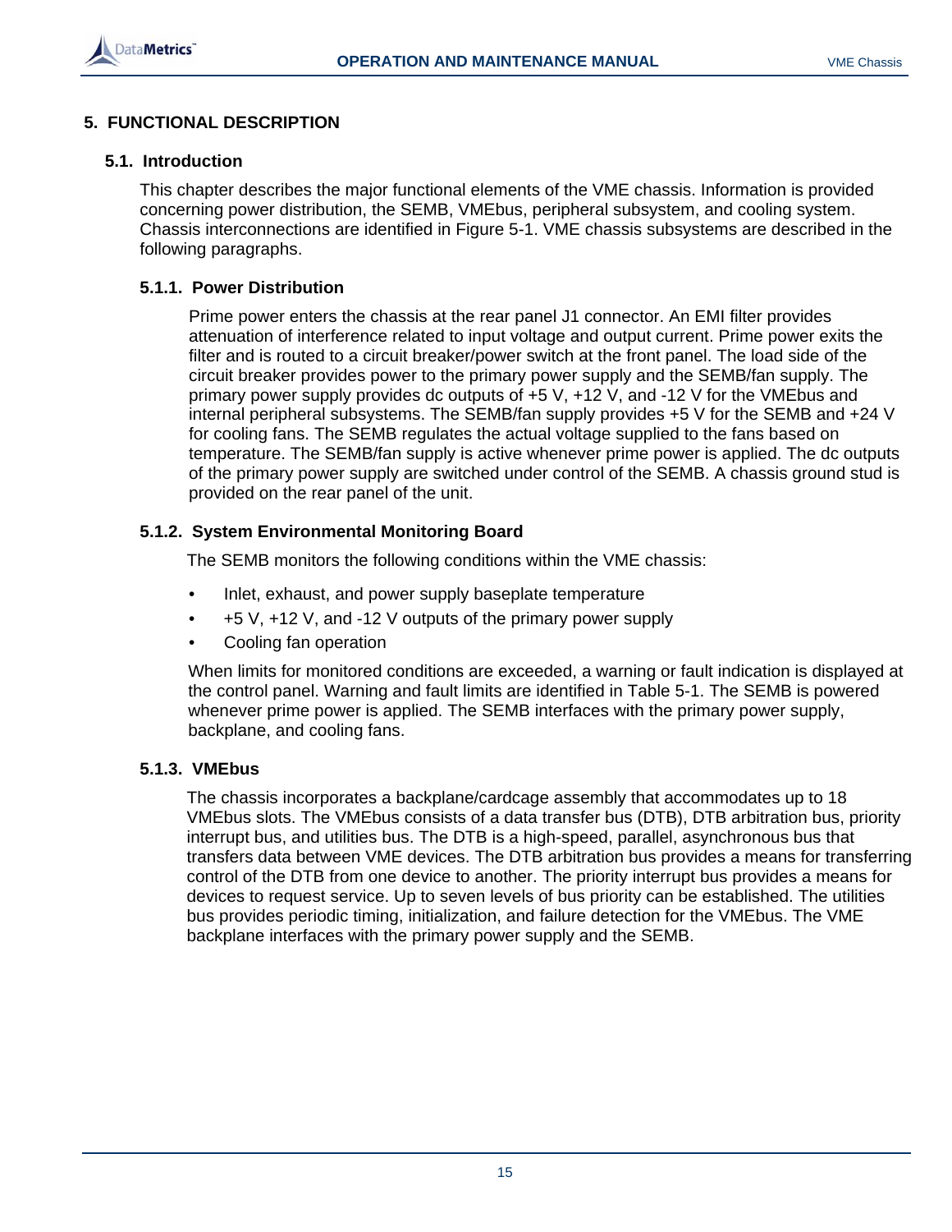# 5. FUNCTIONAL DESCRIPTION

## 5.1. Introduction

This chapter describes the major functional elements of the VME chassis. Information is provided concerning power distribution, the SEMB, VMEbus, peripheral subsystem, and cooling system. Chassis interconnections are identified in Figure 5-1. VME chassis subsystems are described in the following paragraphs.

### 5.1.1. Power Distribution

Prime power enters the chassis at the rear panel J1 connector. An EMI filter provides attenuation of interference related to input voltage and output current. Prime power exits the filter and is routed to a circuit breaker/power switch at the front panel. The load side of the circuit breaker provides power to the primary power supply and the SEMB/fan supply. The primary power supply provides dc outputs of +5 V, +12 V, and -12 V for the VMEbus and internal peripheral subsystems. The SEMB/fan supply provides +5 V for the SEMB and +24 V for cooling fans. The SEMB regulates the actual voltage supplied to the fans based on temperature. The SEMB/fan supply is active whenever prime power is applied. The dc outputs of the primary power supply are switched under control of the SEMB. A chassis ground stud is provided on the rear panel of the unit.

### 5.1.2. System Environmental Monitoring Board

The SEMB monitors the following conditions within the VME chassis:

- Inlet, exhaust, and power supply baseplate temperature
- +5 V, +12 V, and -12 V outputs of the primary power supply
- Cooling fan operation

When limits for monitored conditions are exceeded, a warning or fault indication is displayed at the control panel. Warning and fault limits are identified in Table 5-1. The SEMB is powered whenever prime power is applied. The SEMB interfaces with the primary power supply, backplane, and cooling fans.

### 5.1.3. VMEbus

The chassis incorporates a backplane/cardcage assembly that accommodates up to 18 VMEbus slots. The VMEbus consists of a data transfer bus (DTB), DTB arbitration bus, priority interrupt bus, and utilities bus. The DTB is a high-speed, parallel, asynchronous bus that transfers data between VME devices. The DTB arbitration bus provides a means for transferring control of the DTB from one device to another. The priority interrupt bus provides a means for devices to request service. Up to seven levels of bus priority can be established. The utilities bus provides periodic timing, initialization, and failure detection for the VMEbus. The VME backplane interfaces with the primary power supply and the SEMB.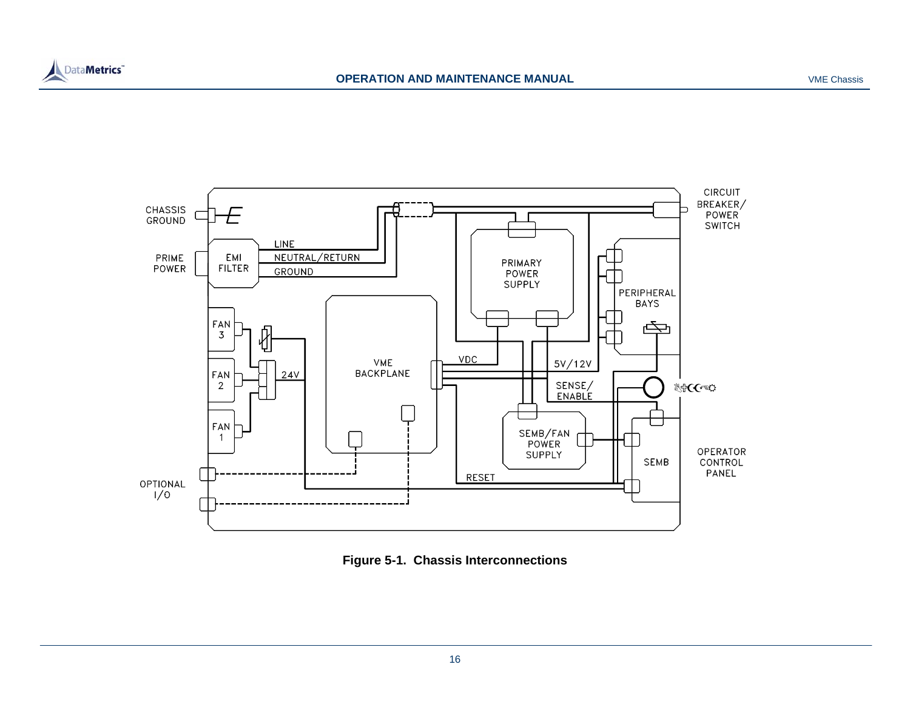**Figure 5-1. Chassis Interconnections**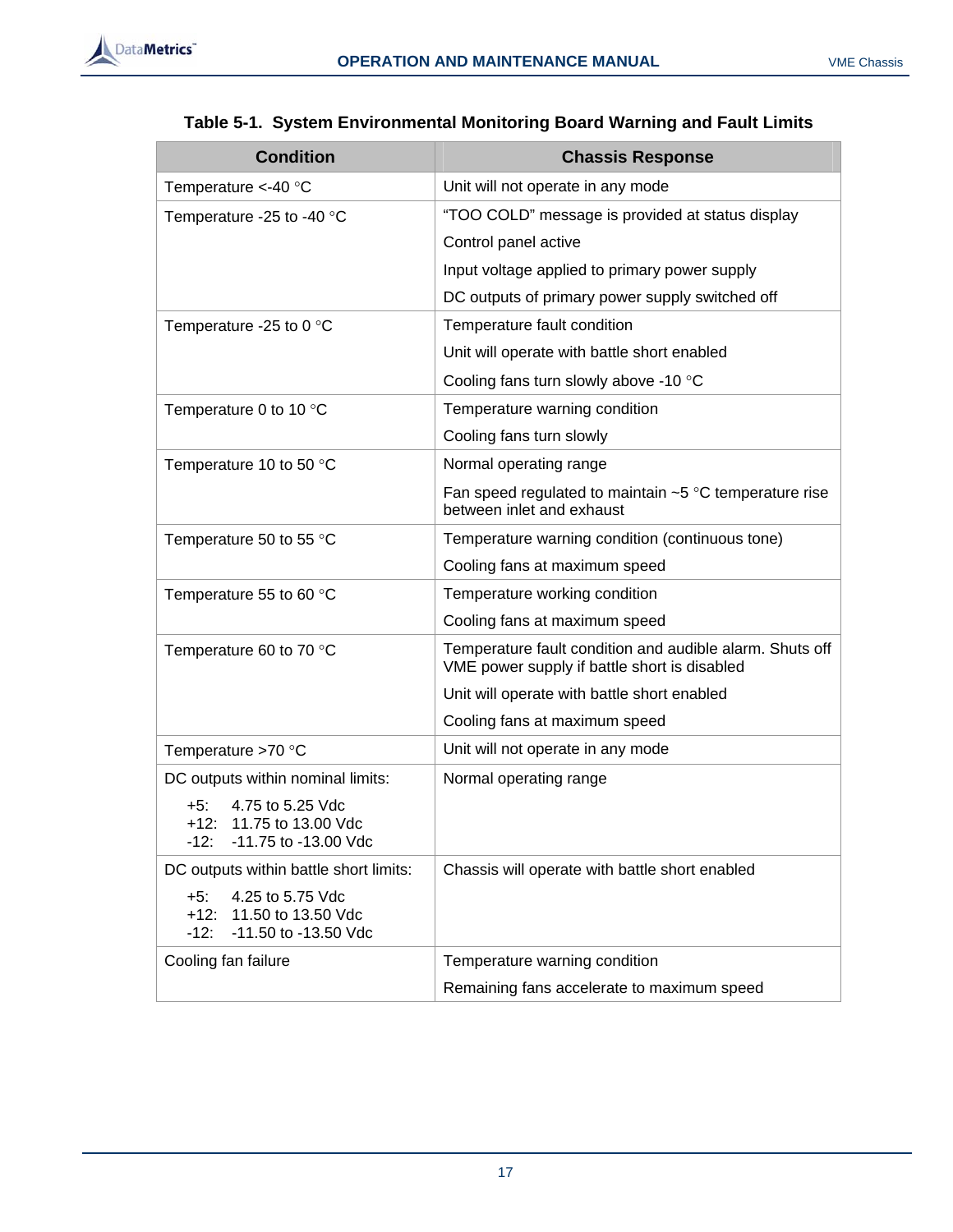**Table 5-1. System Environmental Monitoring Board Warning and Fault Limits**

| Condition | Chassis Response |
|---|---|
| Temperature <-40 °C | Unit will not operate in any mode |
| Temperature -25 to -40 °C | "TOO COLD" message is provided at status display<br>Control panel active<br>Input voltage applied to primary power supply<br>DC outputs of primary power supply switched off |
| Temperature -25 to 0 °C | Temperature fault condition<br>Unit will operate with battle short enabled<br>Cooling fans turn slowly above -10 °C |
| Temperature 0 to 10 °C | Temperature warning condition<br>Cooling fans turn slowly |
| Temperature 10 to 50 °C | Normal operating range<br>Fan speed regulated to maintain ~5 °C temperature rise between inlet and exhaust |
| Temperature 50 to 55 °C | Temperature warning condition (continuous tone)<br>Cooling fans at maximum speed |
| Temperature 55 to 60 °C | Temperature working condition<br>Cooling fans at maximum speed |
| Temperature 60 to 70 °C | Temperature fault condition and audible alarm. Shuts off VME power supply if battle short is disabled<br>Unit will operate with battle short enabled<br>Cooling fans at maximum speed |
| Temperature >70 °C | Unit will not operate in any mode |
| DC outputs within nominal limits:<br>+5: 4.75 to 5.25 Vdc<br>+12: 11.75 to 13.00 Vdc<br>-12: -11.75 to -13.00 Vdc | Normal operating range |
| DC outputs within battle short limits:<br>+5: 4.25 to 5.75 Vdc<br>+12: 11.50 to 13.50 Vdc<br>-12: -11.50 to -13.50 Vdc | Chassis will operate with battle short enabled |
| Cooling fan failure | Temperature warning condition<br>Remaining fans accelerate to maximum speed |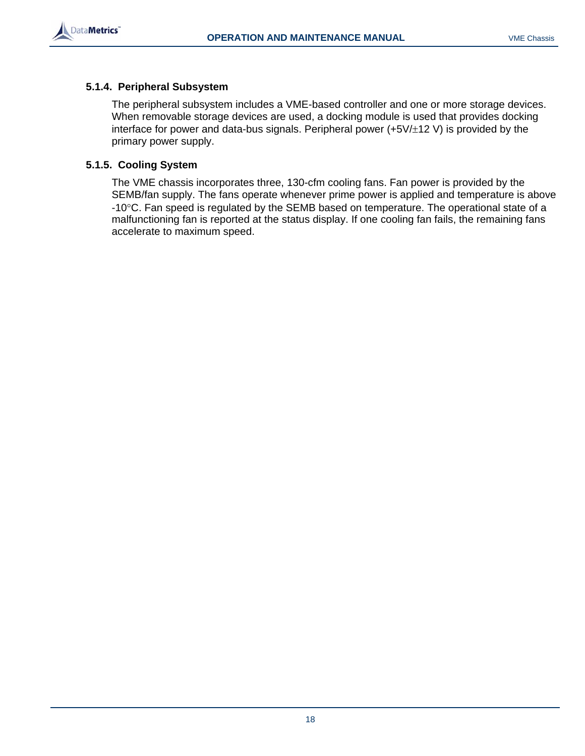#### 5.1.4. Peripheral Subsystem

The peripheral subsystem includes a VME-based controller and one or more storage devices. When removable storage devices are used, a docking module is used that provides docking interface for power and data-bus signals. Peripheral power (+5V/±12 V) is provided by the primary power supply.

#### 5.1.5. Cooling System

The VME chassis incorporates three, 130-cfm cooling fans. Fan power is provided by the SEMB/fan supply. The fans operate whenever prime power is applied and temperature is above -10°C. Fan speed is regulated by the SEMB based on temperature. The operational state of a malfunctioning fan is reported at the status display. If one cooling fan fails, the remaining fans accelerate to maximum speed.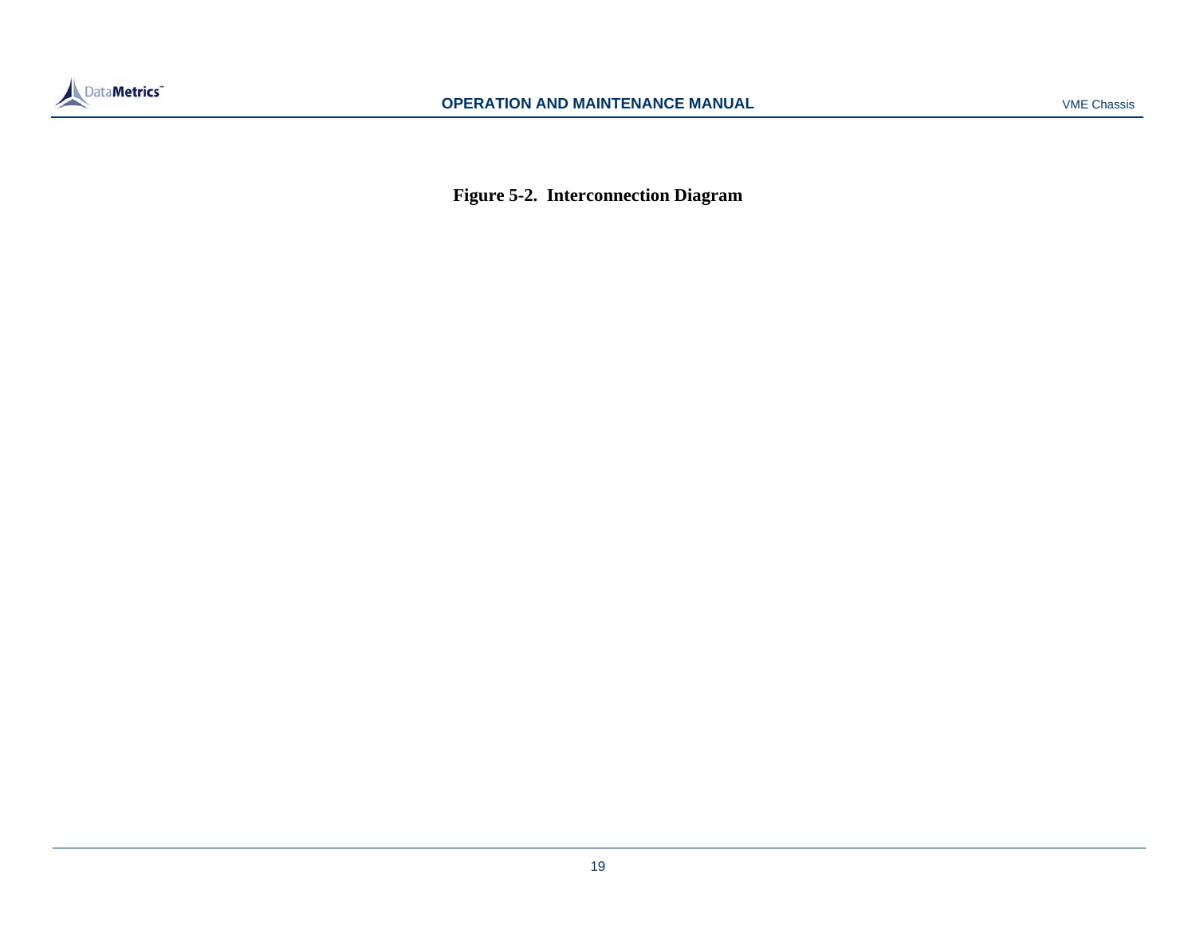**Figure 5-2. Interconnection Diagram**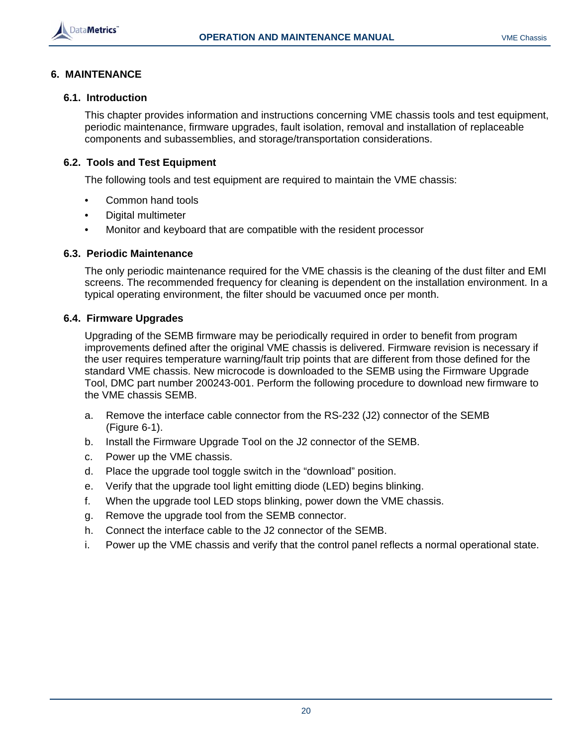# 6. MAINTENANCE

## 6.1. Introduction

This chapter provides information and instructions concerning VME chassis tools and test equipment, periodic maintenance, firmware upgrades, fault isolation, removal and installation of replaceable components and subassemblies, and storage/transportation considerations.

## 6.2. Tools and Test Equipment

The following tools and test equipment are required to maintain the VME chassis:

- Common hand tools
- Digital multimeter
- Monitor and keyboard that are compatible with the resident processor

## 6.3. Periodic Maintenance

The only periodic maintenance required for the VME chassis is the cleaning of the dust filter and EMI screens. The recommended frequency for cleaning is dependent on the installation environment. In a typical operating environment, the filter should be vacuumed once per month.

## 6.4. Firmware Upgrades

Upgrading of the SEMB firmware may be periodically required in order to benefit from program improvements defined after the original VME chassis is delivered. Firmware revision is necessary if the user requires temperature warning/fault trip points that are different from those defined for the standard VME chassis. New microcode is downloaded to the SEMB using the Firmware Upgrade Tool, DMC part number 200243-001. Perform the following procedure to download new firmware to the VME chassis SEMB.

a. Remove the interface cable connector from the RS-232 (J2) connector of the SEMB (Figure 6-1).

b. Install the Firmware Upgrade Tool on the J2 connector of the SEMB.

c. Power up the VME chassis.

d. Place the upgrade tool toggle switch in the “download” position.

e. Verify that the upgrade tool light emitting diode (LED) begins blinking.

f. When the upgrade tool LED stops blinking, power down the VME chassis.

g. Remove the upgrade tool from the SEMB connector.

h. Connect the interface cable to the J2 connector of the SEMB.

i. Power up the VME chassis and verify that the control panel reflects a normal operational state.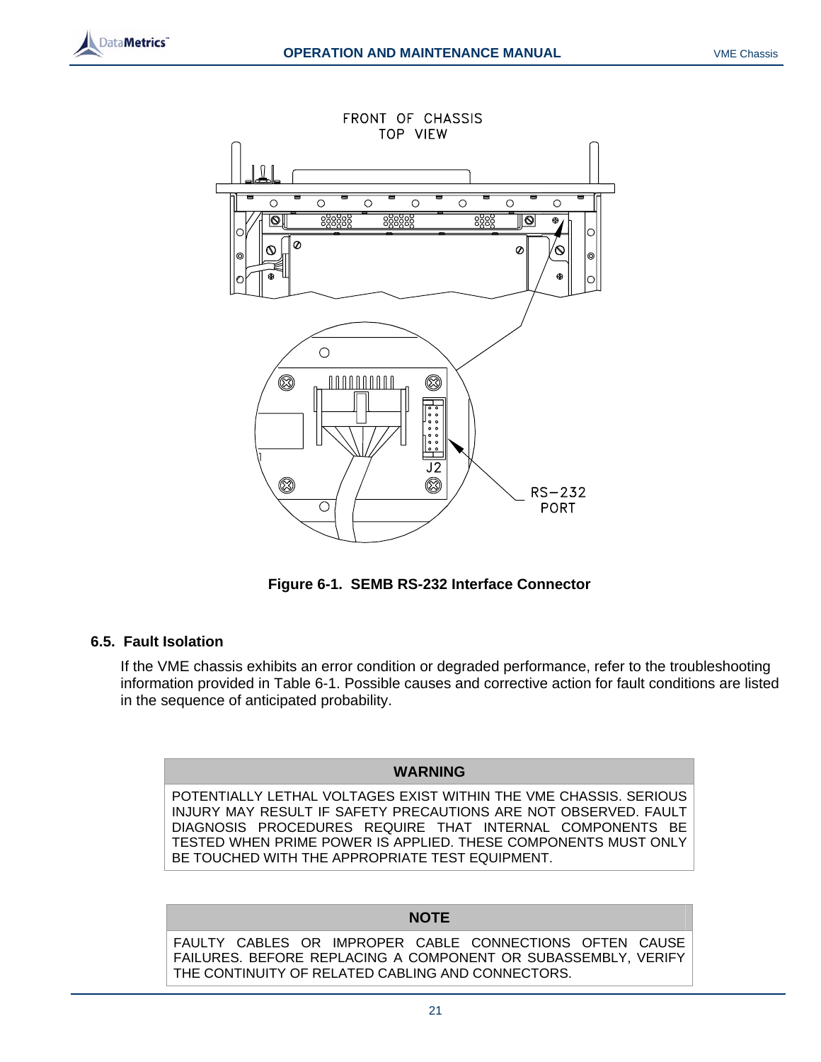Figure 6-1. SEMB RS-232 Interface Connector

## 6.5. Fault Isolation

If the VME chassis exhibits an error condition or degraded performance, refer to the troubleshooting information provided in Table 6-1. Possible causes and corrective action for fault conditions are listed in the sequence of anticipated probability.

| WARNING |
|---|
| POTENTIALLY LETHAL VOLTAGES EXIST WITHIN THE VME CHASSIS. SERIOUS INJURY MAY RESULT IF SAFETY PRECAUTIONS ARE NOT OBSERVED. FAULT DIAGNOSIS PROCEDURES REQUIRE THAT INTERNAL COMPONENTS BE TESTED WHEN PRIME POWER IS APPLIED. THESE COMPONENTS MUST ONLY BE TOUCHED WITH THE APPROPRIATE TEST EQUIPMENT. |

| NOTE |
|---|
| FAULTY CABLES OR IMPROPER CABLE CONNECTIONS OFTEN CAUSE FAILURES. BEFORE REPLACING A COMPONENT OR SUBASSEMBLY, VERIFY THE CONTINUITY OF RELATED CABLING AND CONNECTORS. |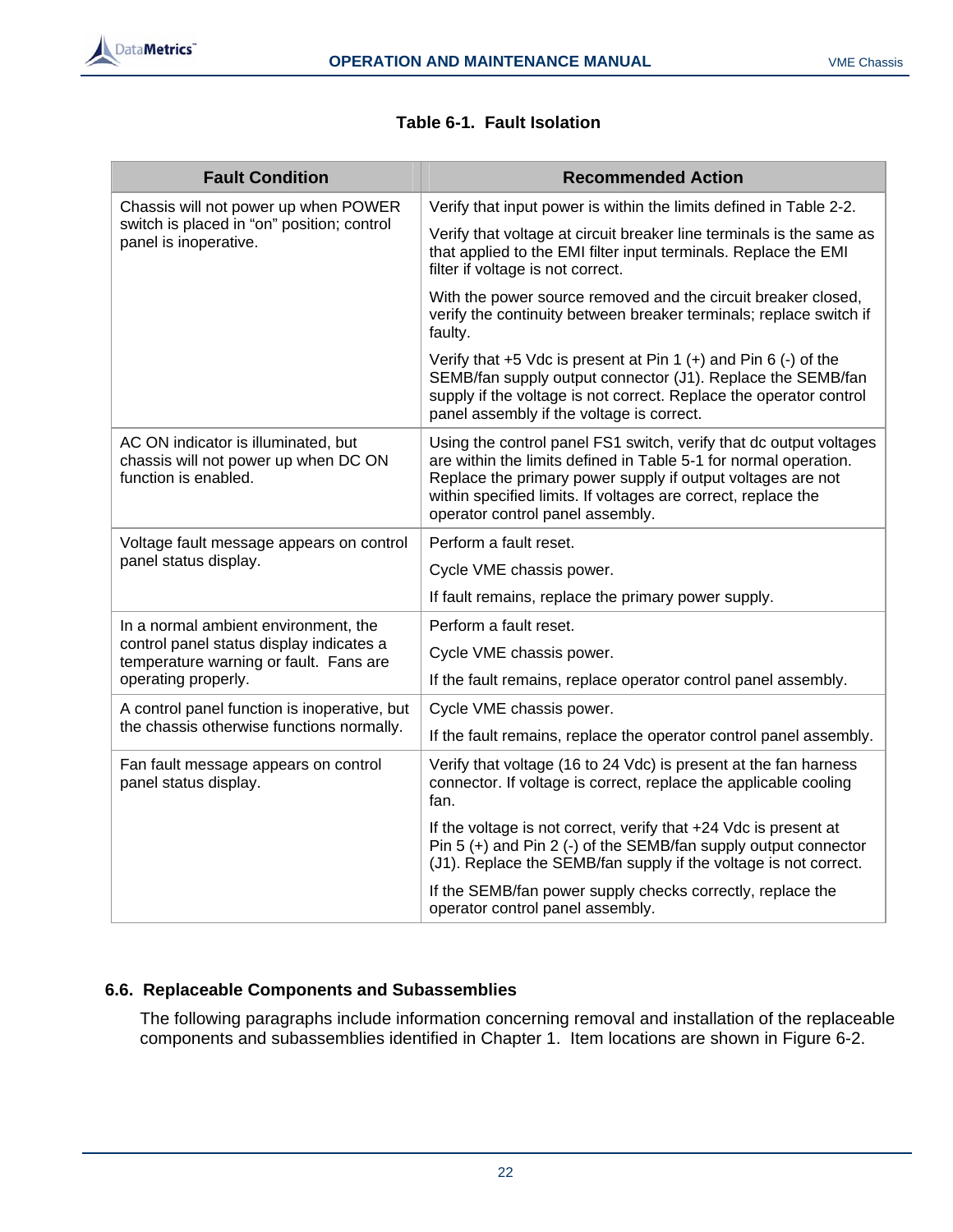**Table 6-1. Fault Isolation**

| Fault Condition | Recommended Action |
|---|---|
| Chassis will not power up when POWER switch is placed in “on” position; control panel is inoperative. | Verify that input power is within the limits defined in Table 2-2.<br><br>Verify that voltage at circuit breaker line terminals is the same as that applied to the EMI filter input terminals. Replace the EMI filter if voltage is not correct.<br><br>With the power source removed and the circuit breaker closed, verify the continuity between breaker terminals; replace switch if faulty.<br><br>Verify that +5 Vdc is present at Pin 1 (+) and Pin 6 (-) of the SEMB/fan supply output connector (J1). Replace the SEMB/fan supply if the voltage is not correct. Replace the operator control panel assembly if the voltage is correct. |
| AC ON indicator is illuminated, but chassis will not power up when DC ON function is enabled. | Using the control panel FS1 switch, verify that dc output voltages are within the limits defined in Table 5-1 for normal operation. Replace the primary power supply if output voltages are not within specified limits. If voltages are correct, replace the operator control panel assembly. |
| Voltage fault message appears on control panel status display. | Perform a fault reset.<br><br>Cycle VME chassis power.<br><br>If fault remains, replace the primary power supply. |
| In a normal ambient environment, the control panel status display indicates a temperature warning or fault. Fans are operating properly. | Perform a fault reset.<br><br>Cycle VME chassis power.<br><br>If the fault remains, replace operator control panel assembly. |
| A control panel function is inoperative, but the chassis otherwise functions normally. | Cycle VME chassis power.<br><br>If the fault remains, replace the operator control panel assembly. |
| Fan fault message appears on control panel status display. | Verify that voltage (16 to 24 Vdc) is present at the fan harness connector. If voltage is correct, replace the applicable cooling fan.<br><br>If the voltage is not correct, verify that +24 Vdc is present at Pin 5 (+) and Pin 2 (-) of the SEMB/fan supply output connector (J1). Replace the SEMB/fan supply if the voltage is not correct.<br><br>If the SEMB/fan power supply checks correctly, replace the operator control panel assembly. |

### 6.6. Replaceable Components and Subassemblies

The following paragraphs include information concerning removal and installation of the replaceable components and subassemblies identified in Chapter 1. Item locations are shown in Figure 6-2.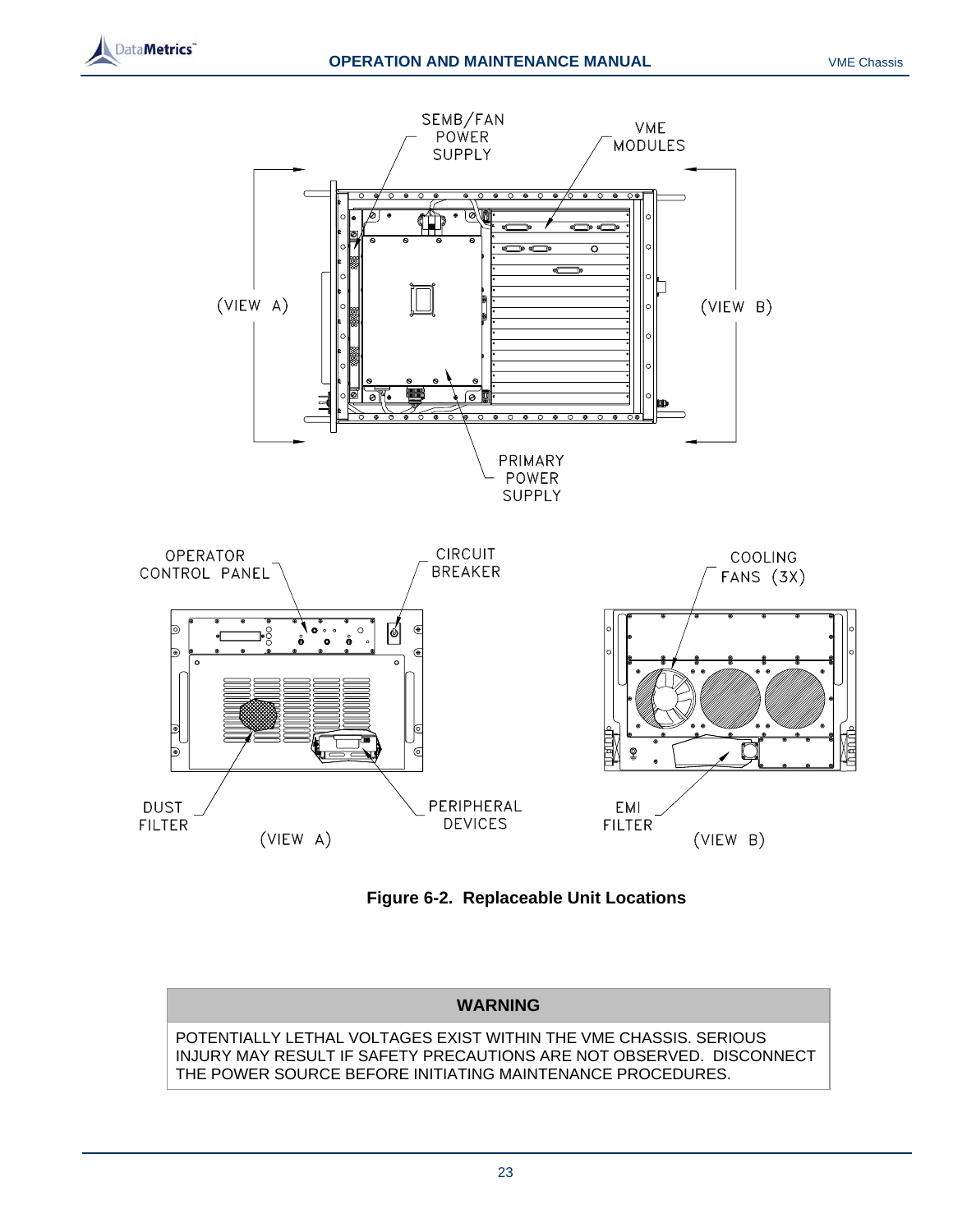**Figure 6-2. Replaceable Unit Locations**

| WARNING |
| --- |
| POTENTIALLY LETHAL VOLTAGES EXIST WITHIN THE VME CHASSIS. SERIOUS INJURY MAY RESULT IF SAFETY PRECAUTIONS ARE NOT OBSERVED. DISCONNECT THE POWER SOURCE BEFORE INITIATING MAINTENANCE PROCEDURES. |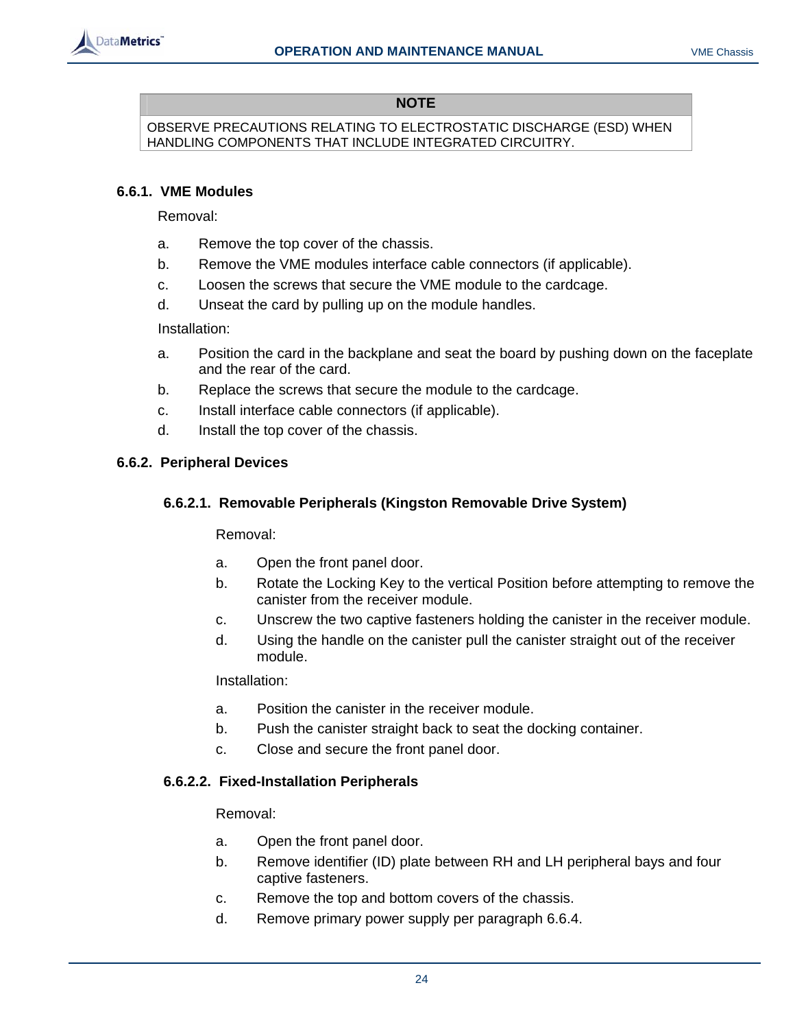| NOTE |
| --- |
| OBSERVE PRECAUTIONS RELATING TO ELECTROSTATIC DISCHARGE (ESD) WHEN HANDLING COMPONENTS THAT INCLUDE INTEGRATED CIRCUITRY. |

### 6.6.1. VME Modules

Removal:

a. Remove the top cover of the chassis.

b. Remove the VME modules interface cable connectors (if applicable).

c. Loosen the screws that secure the VME module to the cardcage.

d. Unseat the card by pulling up on the module handles.

Installation:

a. Position the card in the backplane and seat the board by pushing down on the faceplate and the rear of the card.

b. Replace the screws that secure the module to the cardcage.

c. Install interface cable connectors (if applicable).

d. Install the top cover of the chassis.

### 6.6.2. Peripheral Devices

#### 6.6.2.1. Removable Peripherals (Kingston Removable Drive System)

Removal:

a. Open the front panel door.

b. Rotate the Locking Key to the vertical Position before attempting to remove the canister from the receiver module.

c. Unscrew the two captive fasteners holding the canister in the receiver module.

d. Using the handle on the canister pull the canister straight out of the receiver module.

Installation:

a. Position the canister in the receiver module.

b. Push the canister straight back to seat the docking container.

c. Close and secure the front panel door.

#### 6.6.2.2. Fixed-Installation Peripherals

Removal:

a. Open the front panel door.

b. Remove identifier (ID) plate between RH and LH peripheral bays and four captive fasteners.

c. Remove the top and bottom covers of the chassis.

d. Remove primary power supply per paragraph 6.6.4.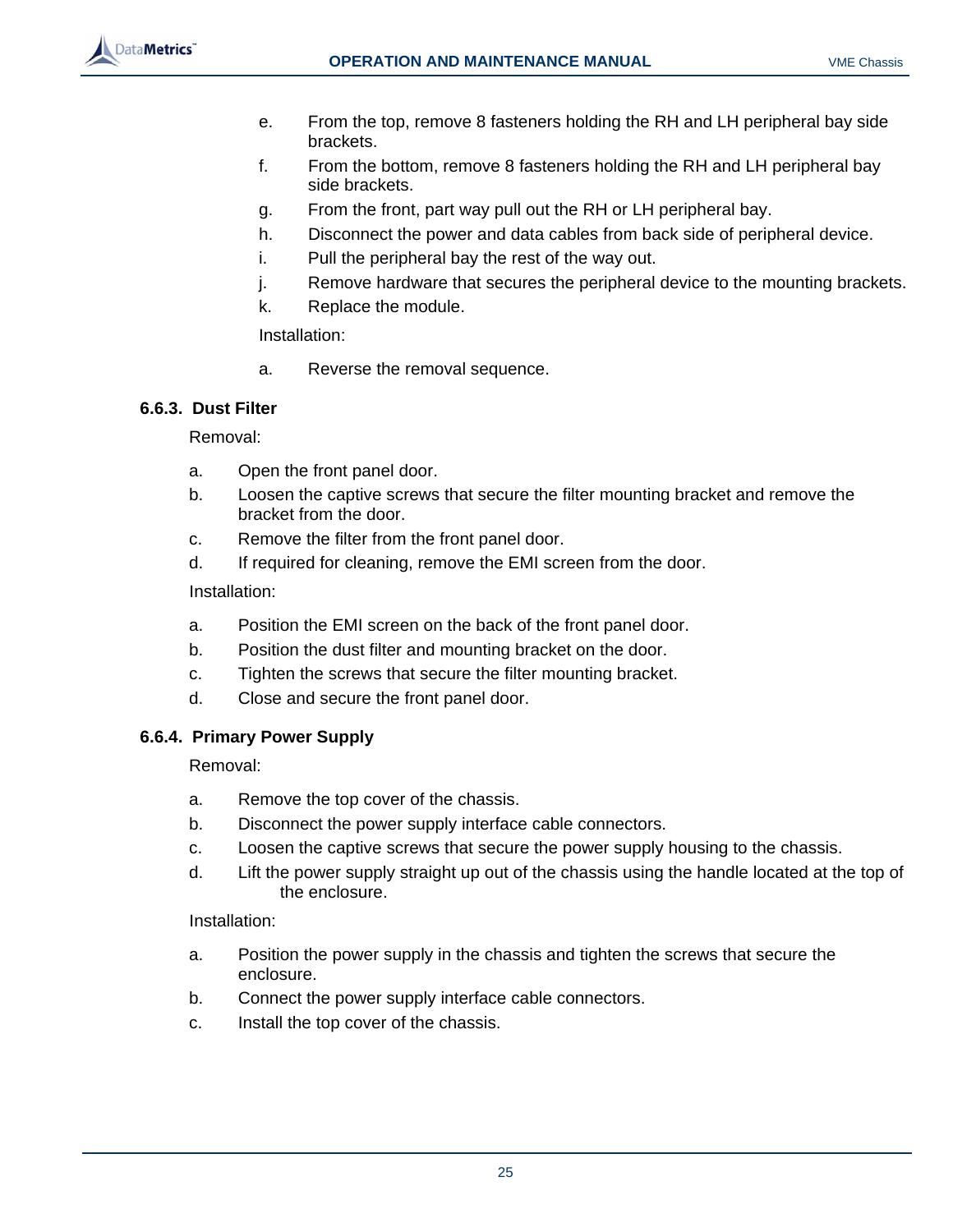e. From the top, remove 8 fasteners holding the RH and LH peripheral bay side brackets.

f. From the bottom, remove 8 fasteners holding the RH and LH peripheral bay side brackets.

g. From the front, part way pull out the RH or LH peripheral bay.

h. Disconnect the power and data cables from back side of peripheral device.

i. Pull the peripheral bay the rest of the way out.

j. Remove hardware that secures the peripheral device to the mounting brackets.

k. Replace the module.

Installation:

a. Reverse the removal sequence.

### 6.6.3. Dust Filter

Removal:

a. Open the front panel door.

b. Loosen the captive screws that secure the filter mounting bracket and remove the bracket from the door.

c. Remove the filter from the front panel door.

d. If required for cleaning, remove the EMI screen from the door.

Installation:

a. Position the EMI screen on the back of the front panel door.

b. Position the dust filter and mounting bracket on the door.

c. Tighten the screws that secure the filter mounting bracket.

d. Close and secure the front panel door.

### 6.6.4. Primary Power Supply

Removal:

a. Remove the top cover of the chassis.

b. Disconnect the power supply interface cable connectors.

c. Loosen the captive screws that secure the power supply housing to the chassis.

d. Lift the power supply straight up out of the chassis using the handle located at the top of the enclosure.

Installation:

a. Position the power supply in the chassis and tighten the screws that secure the enclosure.

b. Connect the power supply interface cable connectors.

c. Install the top cover of the chassis.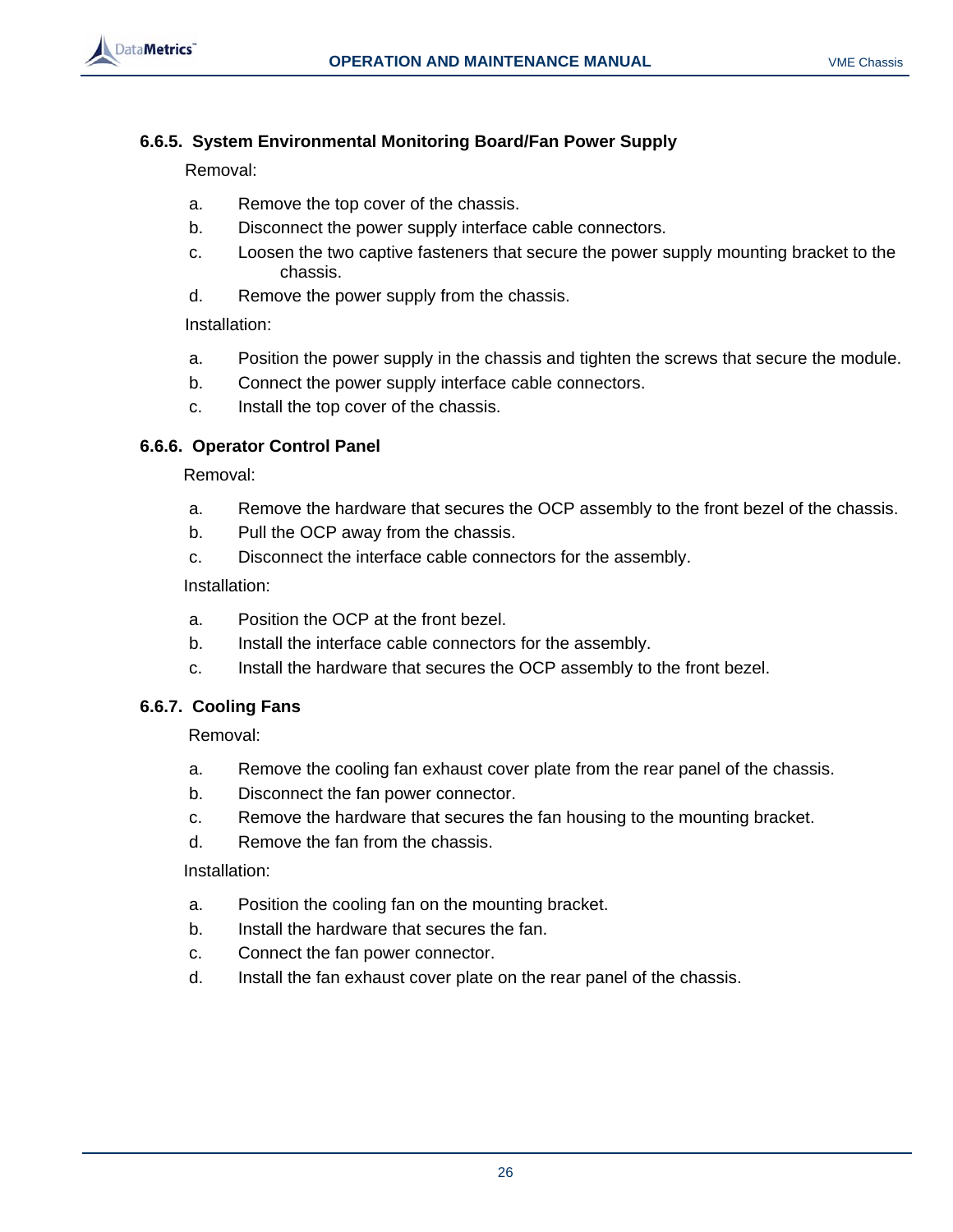### 6.6.5. System Environmental Monitoring Board/Fan Power Supply

Removal:

a. Remove the top cover of the chassis.
b. Disconnect the power supply interface cable connectors.
c. Loosen the two captive fasteners that secure the power supply mounting bracket to the chassis.
d. Remove the power supply from the chassis.

Installation:

a. Position the power supply in the chassis and tighten the screws that secure the module.
b. Connect the power supply interface cable connectors.
c. Install the top cover of the chassis.

### 6.6.6. Operator Control Panel

Removal:

a. Remove the hardware that secures the OCP assembly to the front bezel of the chassis.
b. Pull the OCP away from the chassis.
c. Disconnect the interface cable connectors for the assembly.

Installation:

a. Position the OCP at the front bezel.
b. Install the interface cable connectors for the assembly.
c. Install the hardware that secures the OCP assembly to the front bezel.

### 6.6.7. Cooling Fans

Removal:

a. Remove the cooling fan exhaust cover plate from the rear panel of the chassis.
b. Disconnect the fan power connector.
c. Remove the hardware that secures the fan housing to the mounting bracket.
d. Remove the fan from the chassis.

Installation:

a. Position the cooling fan on the mounting bracket.
b. Install the hardware that secures the fan.
c. Connect the fan power connector.
d. Install the fan exhaust cover plate on the rear panel of the chassis.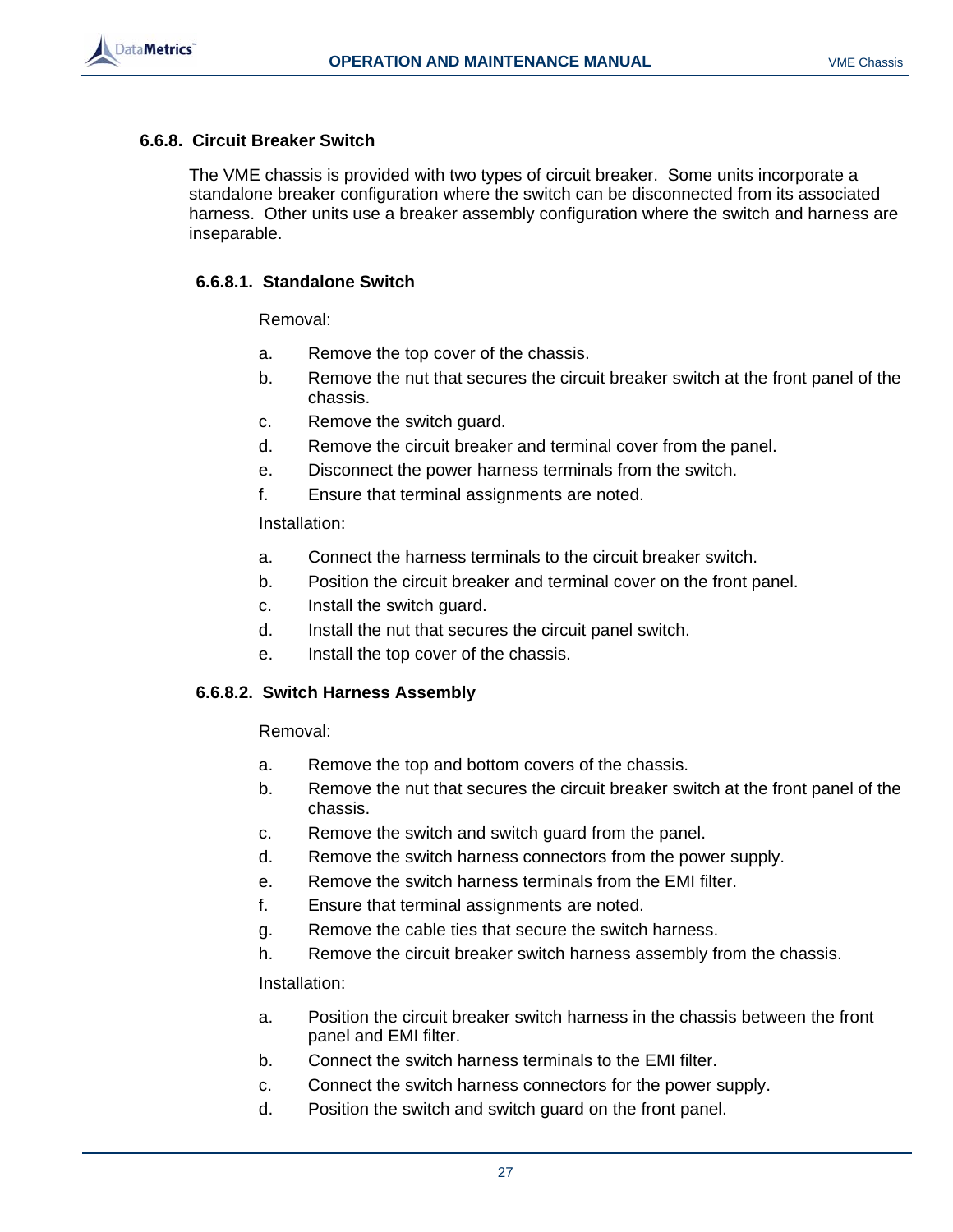### 6.6.8. Circuit Breaker Switch

The VME chassis is provided with two types of circuit breaker. Some units incorporate a standalone breaker configuration where the switch can be disconnected from its associated harness. Other units use a breaker assembly configuration where the switch and harness are inseparable.

#### 6.6.8.1. Standalone Switch

Removal:

a. Remove the top cover of the chassis.

b. Remove the nut that secures the circuit breaker switch at the front panel of the chassis.

c. Remove the switch guard.

d. Remove the circuit breaker and terminal cover from the panel.

e. Disconnect the power harness terminals from the switch.

f. Ensure that terminal assignments are noted.

Installation:

a. Connect the harness terminals to the circuit breaker switch.

b. Position the circuit breaker and terminal cover on the front panel.

c. Install the switch guard.

d. Install the nut that secures the circuit panel switch.

e. Install the top cover of the chassis.

#### 6.6.8.2. Switch Harness Assembly

Removal:

a. Remove the top and bottom covers of the chassis.

b. Remove the nut that secures the circuit breaker switch at the front panel of the chassis.

c. Remove the switch and switch guard from the panel.

d. Remove the switch harness connectors from the power supply.

e. Remove the switch harness terminals from the EMI filter.

f. Ensure that terminal assignments are noted.

g. Remove the cable ties that secure the switch harness.

h. Remove the circuit breaker switch harness assembly from the chassis.

Installation:

a. Position the circuit breaker switch harness in the chassis between the front panel and EMI filter.

b. Connect the switch harness terminals to the EMI filter.

c. Connect the switch harness connectors for the power supply.

d. Position the switch and switch guard on the front panel.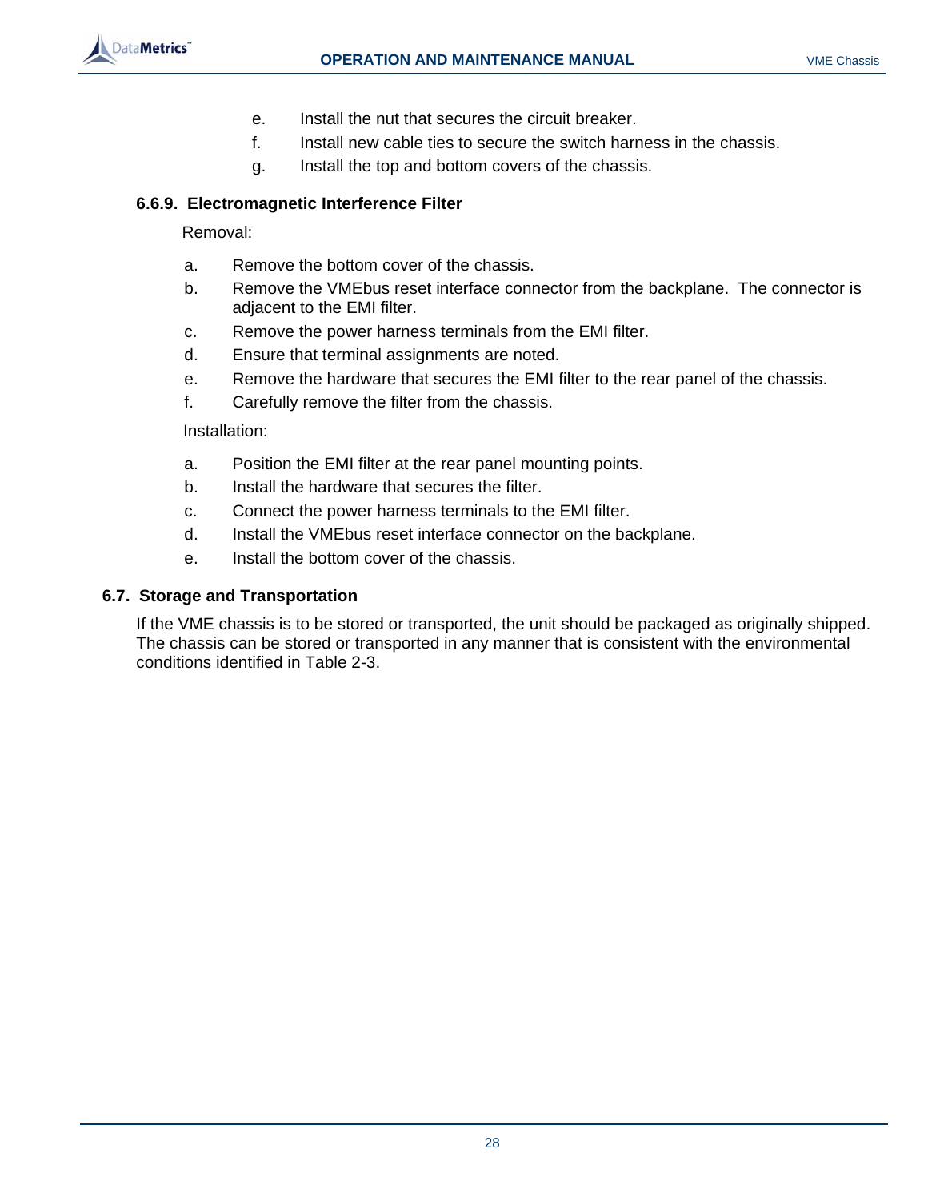e. Install the nut that secures the circuit breaker.

f. Install new cable ties to secure the switch harness in the chassis.

g. Install the top and bottom covers of the chassis.

#### 6.6.9. Electromagnetic Interference Filter

Removal:

a. Remove the bottom cover of the chassis.

b. Remove the VMEbus reset interface connector from the backplane. The connector is adjacent to the EMI filter.

c. Remove the power harness terminals from the EMI filter.

d. Ensure that terminal assignments are noted.

e. Remove the hardware that secures the EMI filter to the rear panel of the chassis.

f. Carefully remove the filter from the chassis.

Installation:

a. Position the EMI filter at the rear panel mounting points.

b. Install the hardware that secures the filter.

c. Connect the power harness terminals to the EMI filter.

d. Install the VMEbus reset interface connector on the backplane.

e. Install the bottom cover of the chassis.

### 6.7. Storage and Transportation

If the VME chassis is to be stored or transported, the unit should be packaged as originally shipped. The chassis can be stored or transported in any manner that is consistent with the environmental conditions identified in Table 2-3.